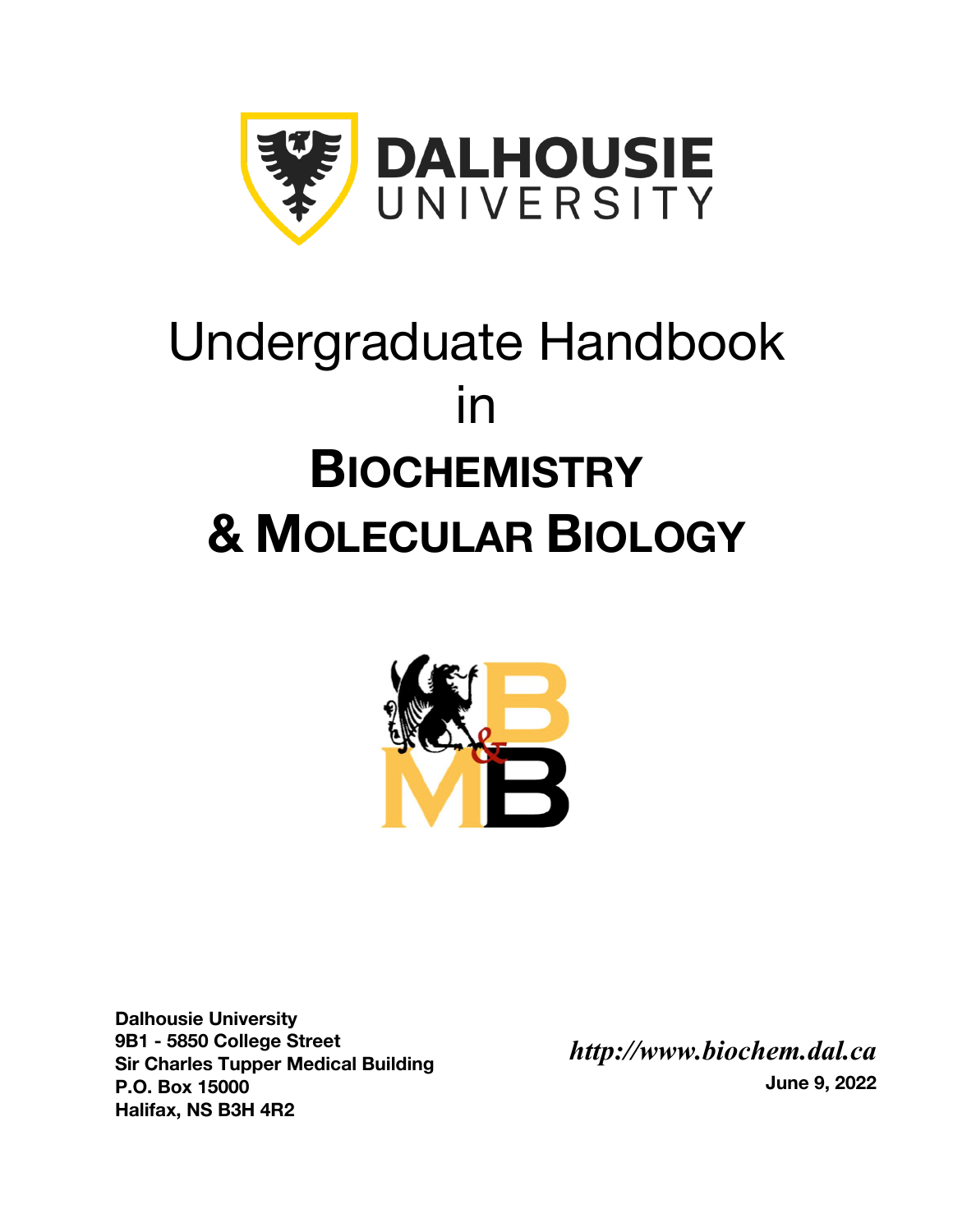DALHOUSIE UNIVERSITY

# Undergraduate Handbook in BIOCHEMISTRY & MOLECULAR BIOLOGY

**Dalhousie University**
**9B1 - 5850 College Street**
**Sir Charles Tupper Medical Building**
**P.O. Box 15000**
**Halifax, NS B3H 4R2**

***http://www.biochem.dal.ca***

**June 9, 2022**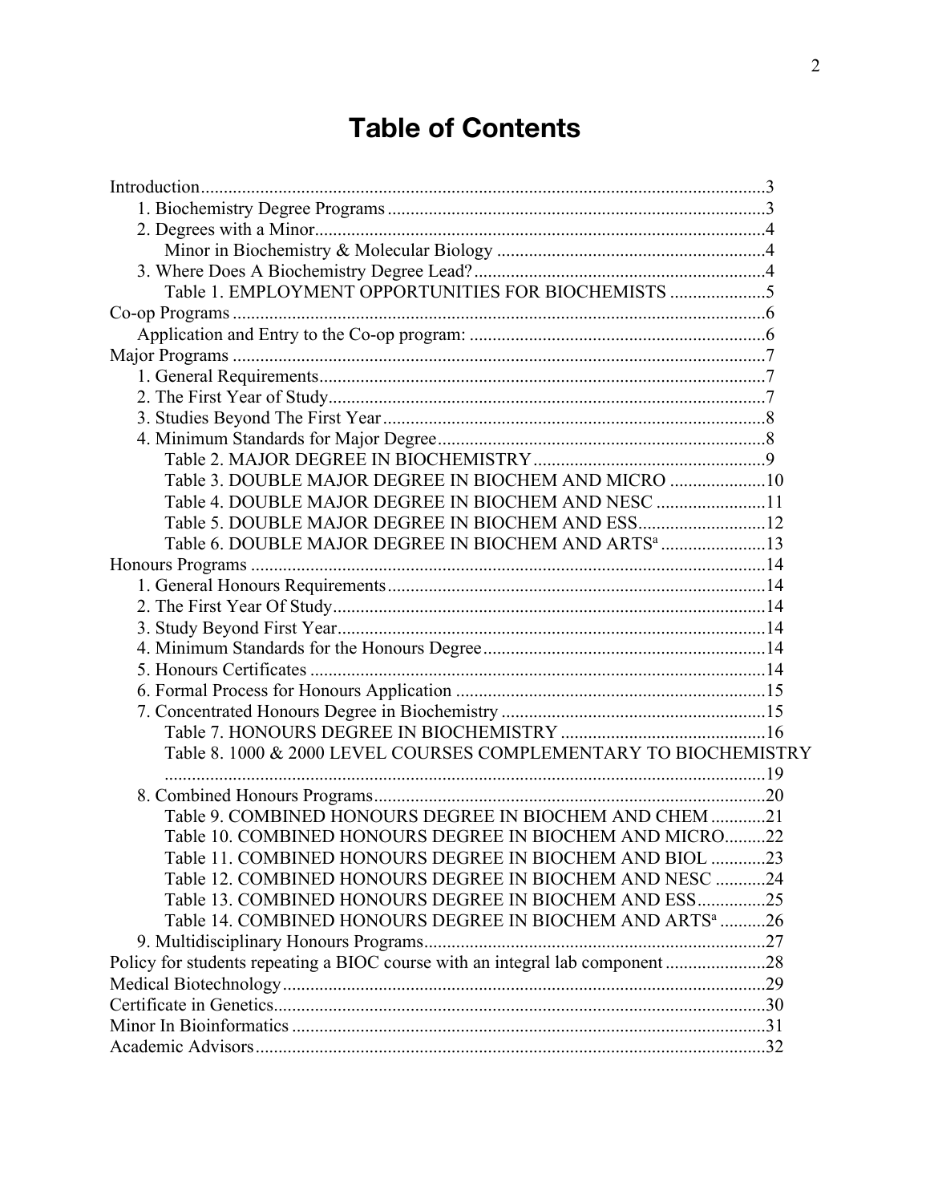# Table of Contents

Introduction....................3
- 1. Biochemistry Degree Programs....................3
- 2. Degrees with a Minor....................4
  - Minor in Biochemistry & Molecular Biology....................4
- 3. Where Does A Biochemistry Degree Lead?....................4
  - Table 1. EMPLOYMENT OPPORTUNITIES FOR BIOCHEMISTS....................5

Co-op Programs....................6
- Application and Entry to the Co-op program:....................6

Major Programs....................7
- 1. General Requirements....................7
- 2. The First Year of Study....................7
- 3. Studies Beyond The First Year....................8
- 4. Minimum Standards for Major Degree....................8
  - Table 2. MAJOR DEGREE IN BIOCHEMISTRY....................9
  - Table 3. DOUBLE MAJOR DEGREE IN BIOCHEM AND MICRO....................10
  - Table 4. DOUBLE MAJOR DEGREE IN BIOCHEM AND NESC....................11
  - Table 5. DOUBLE MAJOR DEGREE IN BIOCHEM AND ESS....................12
  - Table 6. DOUBLE MAJOR DEGREE IN BIOCHEM AND ARTS[a]....................13

Honours Programs....................14
- 1. General Honours Requirements....................14
- 2. The First Year Of Study....................14
- 3. Study Beyond First Year....................14
- 4. Minimum Standards for the Honours Degree....................14
- 5. Honours Certificates....................14
- 6. Formal Process for Honours Application....................15
- 7. Concentrated Honours Degree in Biochemistry....................15
  - Table 7. HONOURS DEGREE IN BIOCHEMISTRY....................16
  - Table 8. 1000 & 2000 LEVEL COURSES COMPLEMENTARY TO BIOCHEMISTRY....................19
- 8. Combined Honours Programs....................20
  - Table 9. COMBINED HONOURS DEGREE IN BIOCHEM AND CHEM....................21
  - Table 10. COMBINED HONOURS DEGREE IN BIOCHEM AND MICRO....................22
  - Table 11. COMBINED HONOURS DEGREE IN BIOCHEM AND BIOL....................23
  - Table 12. COMBINED HONOURS DEGREE IN BIOCHEM AND NESC....................24
  - Table 13. COMBINED HONOURS DEGREE IN BIOCHEM AND ESS....................25
  - Table 14. COMBINED HONOURS DEGREE IN BIOCHEM AND ARTS[a]....................26
- 9. Multidisciplinary Honours Programs....................27

Policy for students repeating a BIOC course with an integral lab component....................28

Medical Biotechnology....................29

Certificate in Genetics....................30

Minor In Bioinformatics....................31

Academic Advisors....................32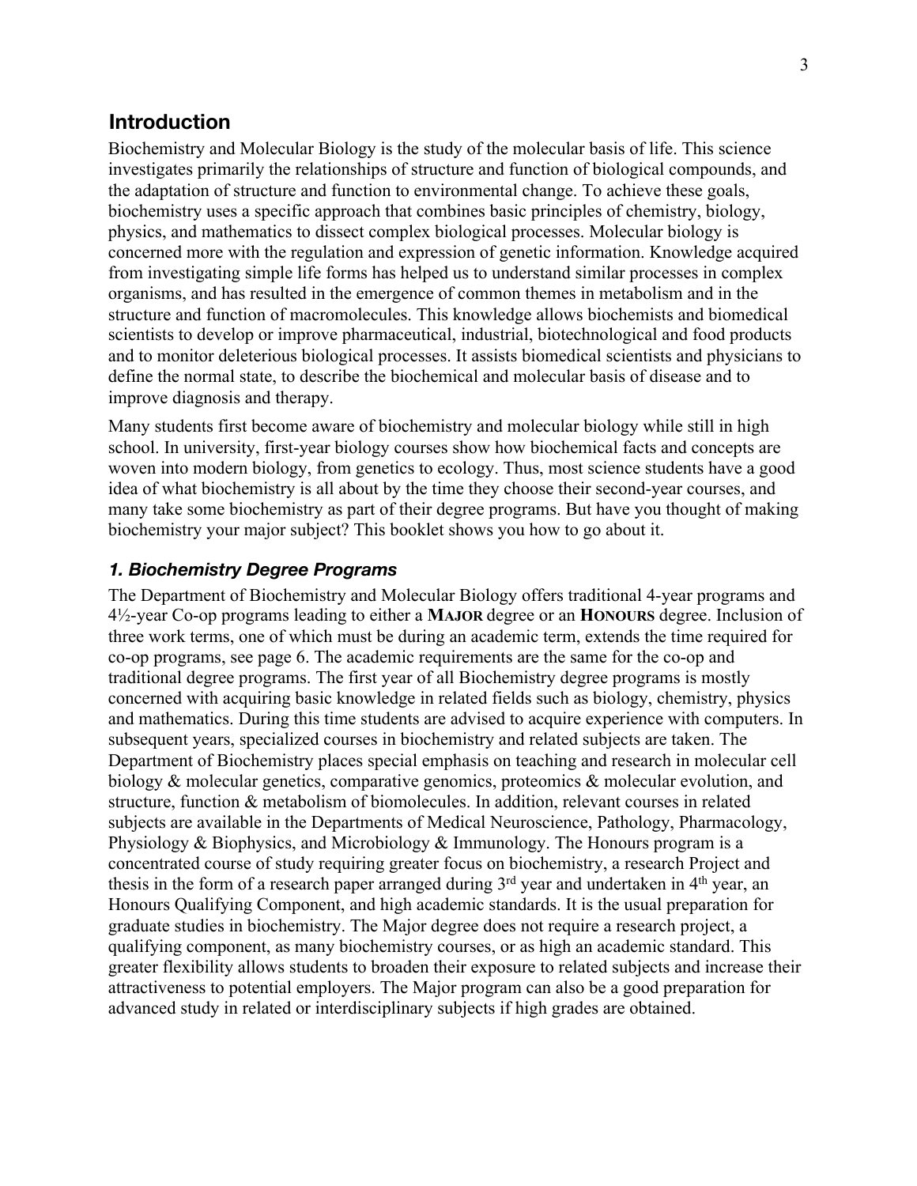## Introduction

Biochemistry and Molecular Biology is the study of the molecular basis of life. This science investigates primarily the relationships of structure and function of biological compounds, and the adaptation of structure and function to environmental change. To achieve these goals, biochemistry uses a specific approach that combines basic principles of chemistry, biology, physics, and mathematics to dissect complex biological processes. Molecular biology is concerned more with the regulation and expression of genetic information. Knowledge acquired from investigating simple life forms has helped us to understand similar processes in complex organisms, and has resulted in the emergence of common themes in metabolism and in the structure and function of macromolecules. This knowledge allows biochemists and biomedical scientists to develop or improve pharmaceutical, industrial, biotechnological and food products and to monitor deleterious biological processes. It assists biomedical scientists and physicians to define the normal state, to describe the biochemical and molecular basis of disease and to improve diagnosis and therapy.

Many students first become aware of biochemistry and molecular biology while still in high school. In university, first-year biology courses show how biochemical facts and concepts are woven into modern biology, from genetics to ecology. Thus, most science students have a good idea of what biochemistry is all about by the time they choose their second-year courses, and many take some biochemistry as part of their degree programs. But have you thought of making biochemistry your major subject? This booklet shows you how to go about it.

### *1. Biochemistry Degree Programs*

The Department of Biochemistry and Molecular Biology offers traditional 4-year programs and 4½-year Co-op programs leading to either a **MAJOR** degree or an **HONOURS** degree. Inclusion of three work terms, one of which must be during an academic term, extends the time required for co-op programs, see page 6. The academic requirements are the same for the co-op and traditional degree programs. The first year of all Biochemistry degree programs is mostly concerned with acquiring basic knowledge in related fields such as biology, chemistry, physics and mathematics. During this time students are advised to acquire experience with computers. In subsequent years, specialized courses in biochemistry and related subjects are taken. The Department of Biochemistry places special emphasis on teaching and research in molecular cell biology & molecular genetics, comparative genomics, proteomics & molecular evolution, and structure, function & metabolism of biomolecules. In addition, relevant courses in related subjects are available in the Departments of Medical Neuroscience, Pathology, Pharmacology, Physiology & Biophysics, and Microbiology & Immunology. The Honours program is a concentrated course of study requiring greater focus on biochemistry, a research Project and thesis in the form of a research paper arranged during 3rd year and undertaken in 4th year, an Honours Qualifying Component, and high academic standards. It is the usual preparation for graduate studies in biochemistry. The Major degree does not require a research project, a qualifying component, as many biochemistry courses, or as high an academic standard. This greater flexibility allows students to broaden their exposure to related subjects and increase their attractiveness to potential employers. The Major program can also be a good preparation for advanced study in related or interdisciplinary subjects if high grades are obtained.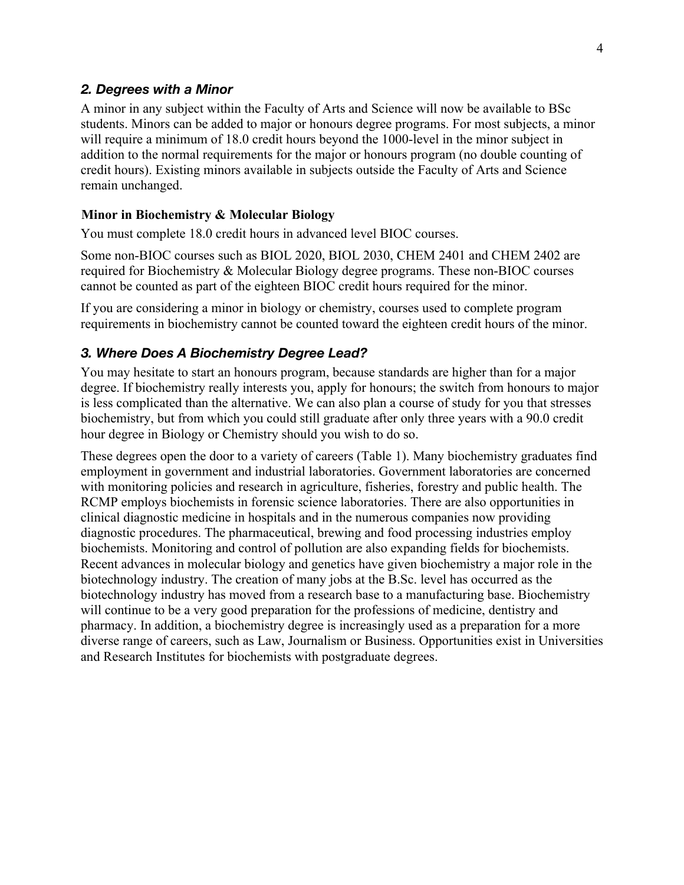## *2. Degrees with a Minor*

A minor in any subject within the Faculty of Arts and Science will now be available to BSc students. Minors can be added to major or honours degree programs. For most subjects, a minor will require a minimum of 18.0 credit hours beyond the 1000-level in the minor subject in addition to the normal requirements for the major or honours program (no double counting of credit hours). Existing minors available in subjects outside the Faculty of Arts and Science remain unchanged.

### Minor in Biochemistry & Molecular Biology

You must complete 18.0 credit hours in advanced level BIOC courses.

Some non-BIOC courses such as BIOL 2020, BIOL 2030, CHEM 2401 and CHEM 2402 are required for Biochemistry & Molecular Biology degree programs. These non-BIOC courses cannot be counted as part of the eighteen BIOC credit hours required for the minor.

If you are considering a minor in biology or chemistry, courses used to complete program requirements in biochemistry cannot be counted toward the eighteen credit hours of the minor.

## *3. Where Does A Biochemistry Degree Lead?*

You may hesitate to start an honours program, because standards are higher than for a major degree. If biochemistry really interests you, apply for honours; the switch from honours to major is less complicated than the alternative. We can also plan a course of study for you that stresses biochemistry, but from which you could still graduate after only three years with a 90.0 credit hour degree in Biology or Chemistry should you wish to do so.

These degrees open the door to a variety of careers (Table 1). Many biochemistry graduates find employment in government and industrial laboratories. Government laboratories are concerned with monitoring policies and research in agriculture, fisheries, forestry and public health. The RCMP employs biochemists in forensic science laboratories. There are also opportunities in clinical diagnostic medicine in hospitals and in the numerous companies now providing diagnostic procedures. The pharmaceutical, brewing and food processing industries employ biochemists. Monitoring and control of pollution are also expanding fields for biochemists. Recent advances in molecular biology and genetics have given biochemistry a major role in the biotechnology industry. The creation of many jobs at the B.Sc. level has occurred as the biotechnology industry has moved from a research base to a manufacturing base. Biochemistry will continue to be a very good preparation for the professions of medicine, dentistry and pharmacy. In addition, a biochemistry degree is increasingly used as a preparation for a more diverse range of careers, such as Law, Journalism or Business. Opportunities exist in Universities and Research Institutes for biochemists with postgraduate degrees.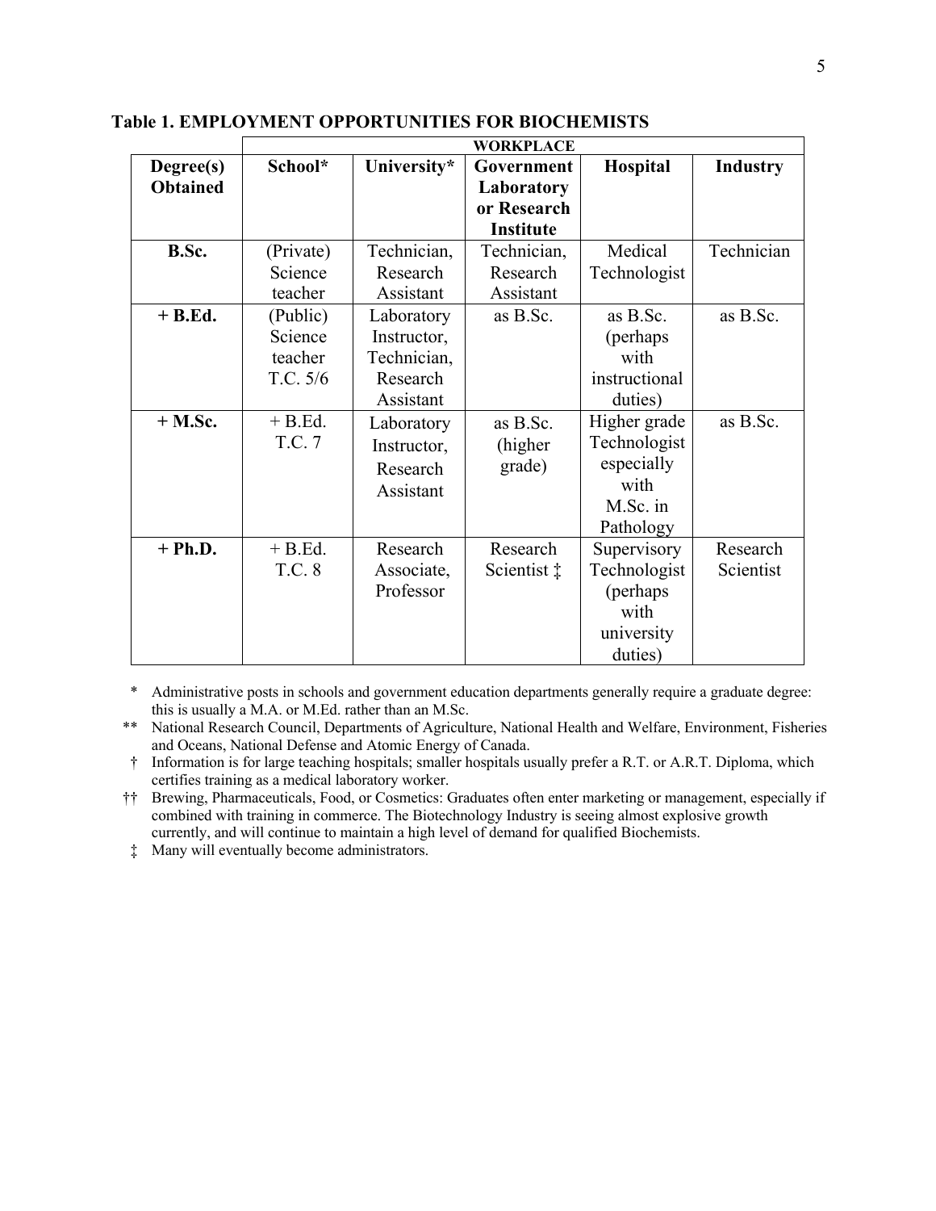**Table 1. EMPLOYMENT OPPORTUNITIES FOR BIOCHEMISTS**

| | WORKPLACE | | | | |
|---|---|---|---|---|---|
| **Degree(s) Obtained** | **School*** | **University*** | **Government Laboratory or Research Institute** | **Hospital** | **Industry** |
| **B.Sc.** | (Private) Science teacher | Technician, Research Assistant | Technician, Research Assistant | Medical Technologist | Technician |
| **+ B.Ed.** | (Public) Science teacher T.C. 5/6 | Laboratory Instructor, Technician, Research Assistant | as B.Sc. | as B.Sc. (perhaps with instructional duties) | as B.Sc. |
| **+ M.Sc.** | + B.Ed. T.C. 7 | Laboratory Instructor, Research Assistant | as B.Sc. (higher grade) | Higher grade Technologist especially with M.Sc. in Pathology | as B.Sc. |
| **+ Ph.D.** | + B.Ed. T.C. 8 | Research Associate, Professor | Research Scientist ‡ | Supervisory Technologist (perhaps with university duties) | Research Scientist |

\* Administrative posts in schools and government education departments generally require a graduate degree: this is usually a M.A. or M.Ed. rather than an M.Sc.

** National Research Council, Departments of Agriculture, National Health and Welfare, Environment, Fisheries and Oceans, National Defense and Atomic Energy of Canada.

† Information is for large teaching hospitals; smaller hospitals usually prefer a R.T. or A.R.T. Diploma, which certifies training as a medical laboratory worker.

†† Brewing, Pharmaceuticals, Food, or Cosmetics: Graduates often enter marketing or management, especially if combined with training in commerce. The Biotechnology Industry is seeing almost explosive growth currently, and will continue to maintain a high level of demand for qualified Biochemists.

‡ Many will eventually become administrators.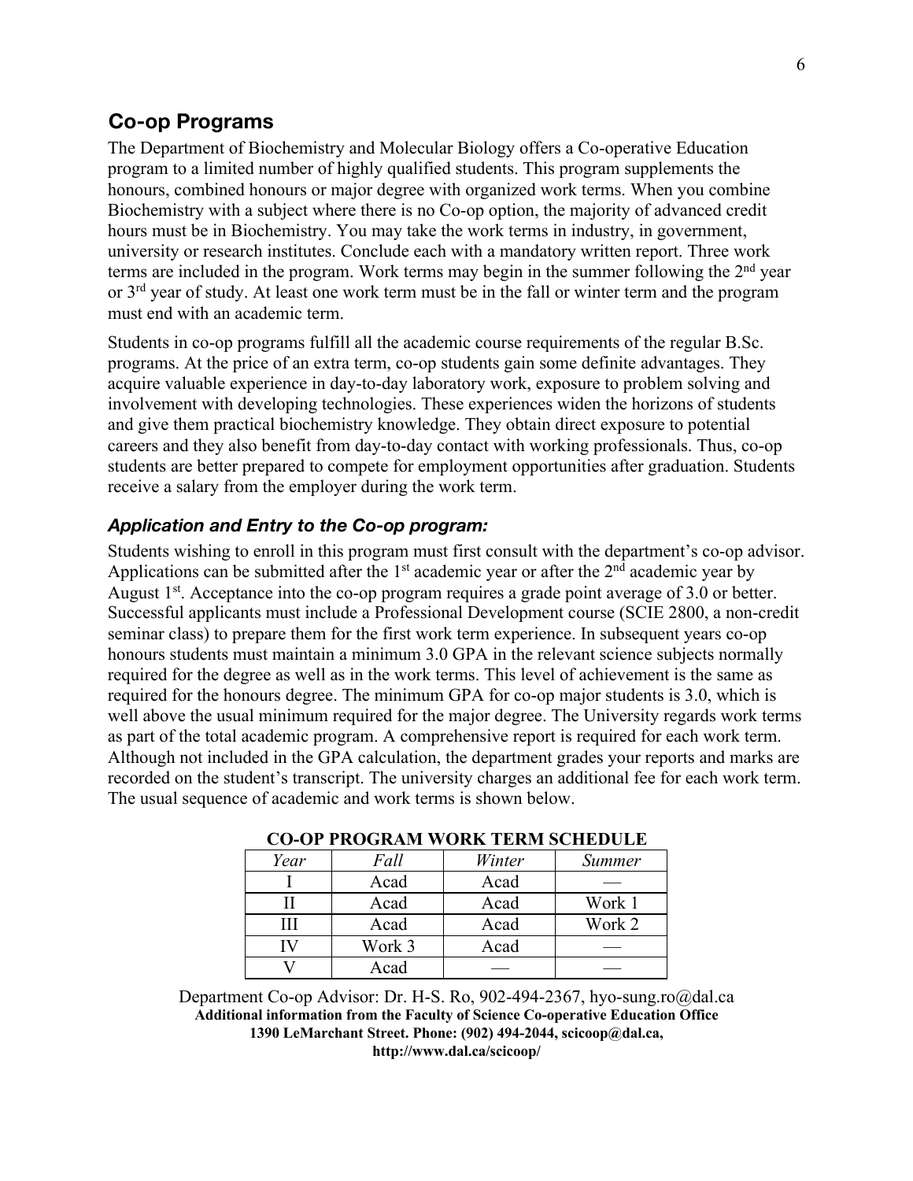## Co-op Programs

The Department of Biochemistry and Molecular Biology offers a Co-operative Education program to a limited number of highly qualified students. This program supplements the honours, combined honours or major degree with organized work terms. When you combine Biochemistry with a subject where there is no Co-op option, the majority of advanced credit hours must be in Biochemistry. You may take the work terms in industry, in government, university or research institutes. Conclude each with a mandatory written report. Three work terms are included in the program. Work terms may begin in the summer following the 2nd year or 3rd year of study. At least one work term must be in the fall or winter term and the program must end with an academic term.

Students in co-op programs fulfill all the academic course requirements of the regular B.Sc. programs. At the price of an extra term, co-op students gain some definite advantages. They acquire valuable experience in day-to-day laboratory work, exposure to problem solving and involvement with developing technologies. These experiences widen the horizons of students and give them practical biochemistry knowledge. They obtain direct exposure to potential careers and they also benefit from day-to-day contact with working professionals. Thus, co-op students are better prepared to compete for employment opportunities after graduation. Students receive a salary from the employer during the work term.

### *Application and Entry to the Co-op program:*

Students wishing to enroll in this program must first consult with the department's co-op advisor. Applications can be submitted after the 1st academic year or after the 2nd academic year by August 1st. Acceptance into the co-op program requires a grade point average of 3.0 or better. Successful applicants must include a Professional Development course (SCIE 2800, a non-credit seminar class) to prepare them for the first work term experience. In subsequent years co-op honours students must maintain a minimum 3.0 GPA in the relevant science subjects normally required for the degree as well as in the work terms. This level of achievement is the same as required for the honours degree. The minimum GPA for co-op major students is 3.0, which is well above the usual minimum required for the major degree. The University regards work terms as part of the total academic program. A comprehensive report is required for each work term. Although not included in the GPA calculation, the department grades your reports and marks are recorded on the student's transcript. The university charges an additional fee for each work term. The usual sequence of academic and work terms is shown below.

**CO-OP PROGRAM WORK TERM SCHEDULE**

| *Year* | *Fall* | *Winter* | *Summer* |
|---|---|---|---|
| I | Acad | Acad | — |
| II | Acad | Acad | Work 1 |
| III | Acad | Acad | Work 2 |
| IV | Work 3 | Acad | — |
| V | Acad | — | — |

Department Co-op Advisor: Dr. H-S. Ro, 902-494-2367, hyo-sung.ro@dal.ca

**Additional information from the Faculty of Science Co-operative Education Office 1390 LeMarchant Street. Phone: (902) 494-2044, scicoop@dal.ca, http://www.dal.ca/scicoop/**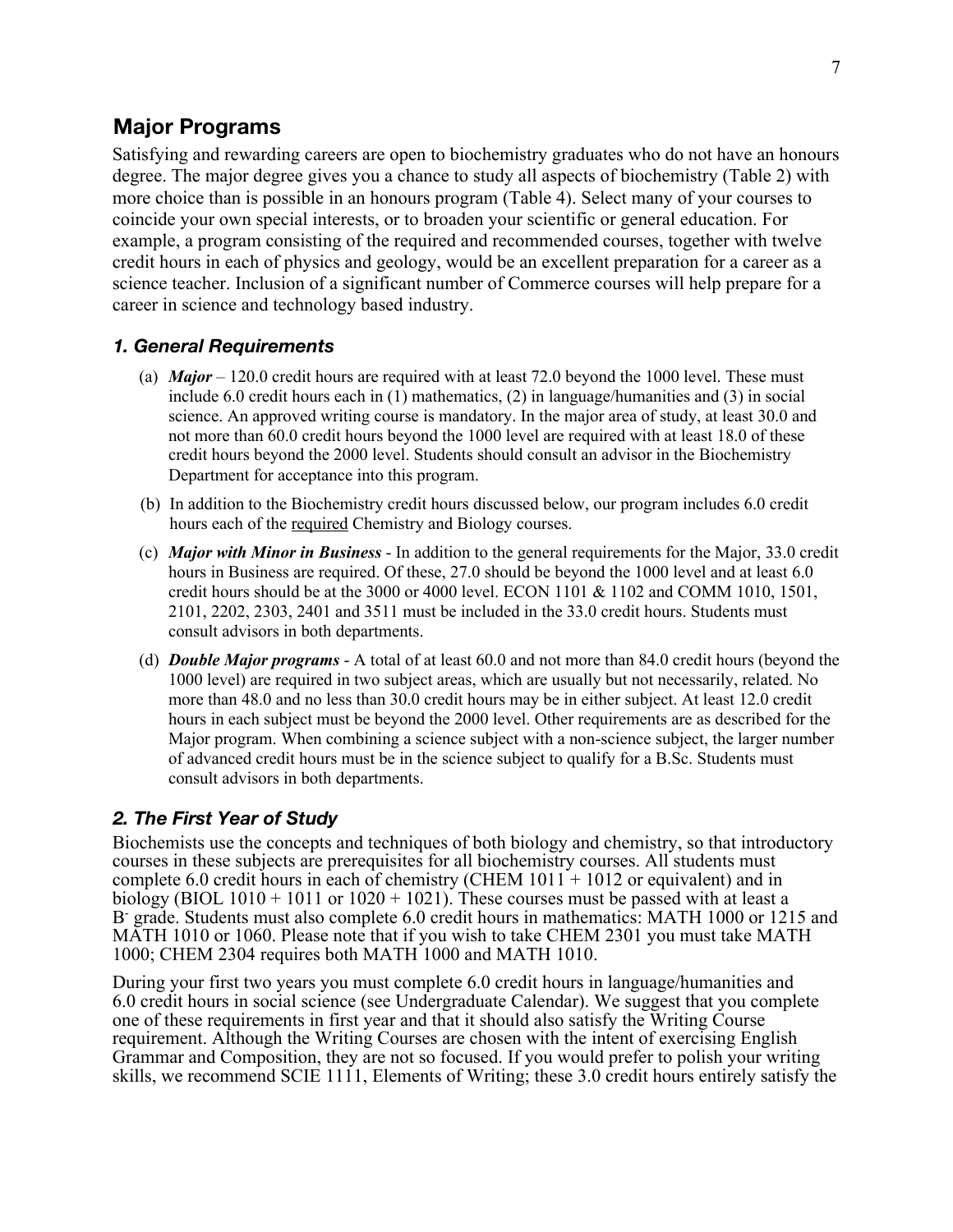## Major Programs

Satisfying and rewarding careers are open to biochemistry graduates who do not have an honours degree. The major degree gives you a chance to study all aspects of biochemistry (Table 2) with more choice than is possible in an honours program (Table 4). Select many of your courses to coincide your own special interests, or to broaden your scientific or general education. For example, a program consisting of the required and recommended courses, together with twelve credit hours in each of physics and geology, would be an excellent preparation for a career as a science teacher. Inclusion of a significant number of Commerce courses will help prepare for a career in science and technology based industry.

### *1. General Requirements*

(a) ***Major*** – 120.0 credit hours are required with at least 72.0 beyond the 1000 level. These must include 6.0 credit hours each in (1) mathematics, (2) in language/humanities and (3) in social science. An approved writing course is mandatory. In the major area of study, at least 30.0 and not more than 60.0 credit hours beyond the 1000 level are required with at least 18.0 of these credit hours beyond the 2000 level. Students should consult an advisor in the Biochemistry Department for acceptance into this program.

(b) In addition to the Biochemistry credit hours discussed below, our program includes 6.0 credit hours each of the required Chemistry and Biology courses.

(c) ***Major with Minor in Business*** - In addition to the general requirements for the Major, 33.0 credit hours in Business are required. Of these, 27.0 should be beyond the 1000 level and at least 6.0 credit hours should be at the 3000 or 4000 level. ECON 1101 & 1102 and COMM 1010, 1501, 2101, 2202, 2303, 2401 and 3511 must be included in the 33.0 credit hours. Students must consult advisors in both departments.

(d) ***Double Major programs*** - A total of at least 60.0 and not more than 84.0 credit hours (beyond the 1000 level) are required in two subject areas, which are usually but not necessarily, related. No more than 48.0 and no less than 30.0 credit hours may be in either subject. At least 12.0 credit hours in each subject must be beyond the 2000 level. Other requirements are as described for the Major program. When combining a science subject with a non-science subject, the larger number of advanced credit hours must be in the science subject to qualify for a B.Sc. Students must consult advisors in both departments.

### *2. The First Year of Study*

Biochemists use the concepts and techniques of both biology and chemistry, so that introductory courses in these subjects are prerequisites for all biochemistry courses. All students must complete 6.0 credit hours in each of chemistry (CHEM 1011 + 1012 or equivalent) and in biology (BIOL 1010 + 1011 or 1020 + 1021). These courses must be passed with at least a B- grade. Students must also complete 6.0 credit hours in mathematics: MATH 1000 or 1215 and MATH 1010 or 1060. Please note that if you wish to take CHEM 2301 you must take MATH 1000; CHEM 2304 requires both MATH 1000 and MATH 1010.

During your first two years you must complete 6.0 credit hours in language/humanities and 6.0 credit hours in social science (see Undergraduate Calendar). We suggest that you complete one of these requirements in first year and that it should also satisfy the Writing Course requirement. Although the Writing Courses are chosen with the intent of exercising English Grammar and Composition, they are not so focused. If you would prefer to polish your writing skills, we recommend SCIE 1111, Elements of Writing; these 3.0 credit hours entirely satisfy the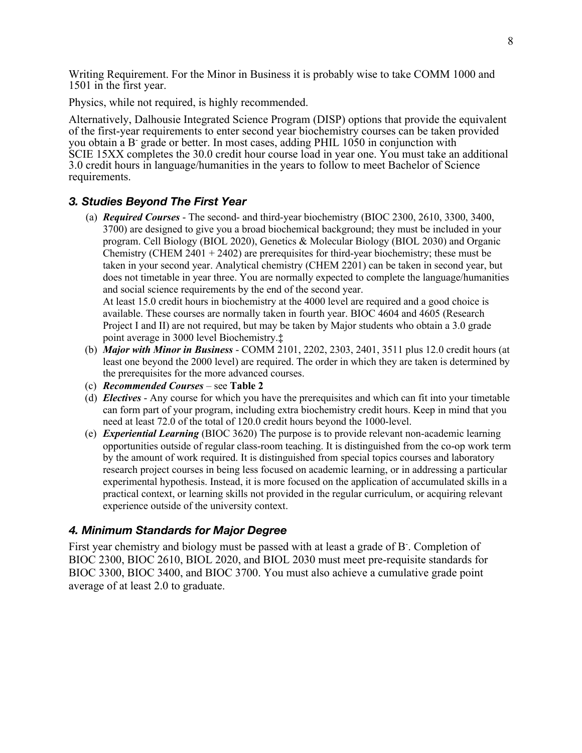Writing Requirement. For the Minor in Business it is probably wise to take COMM 1000 and 1501 in the first year.

Physics, while not required, is highly recommended.

Alternatively, Dalhousie Integrated Science Program (DISP) options that provide the equivalent of the first-year requirements to enter second year biochemistry courses can be taken provided you obtain a B- grade or better. In most cases, adding PHIL 1050 in conjunction with SCIE 15XX completes the 30.0 credit hour course load in year one. You must take an additional 3.0 credit hours in language/humanities in the years to follow to meet Bachelor of Science requirements.

### *3. Studies Beyond The First Year*

(a) ***Required Courses*** - The second- and third-year biochemistry (BIOC 2300, 2610, 3300, 3400, 3700) are designed to give you a broad biochemical background; they must be included in your program. Cell Biology (BIOL 2020), Genetics & Molecular Biology (BIOL 2030) and Organic Chemistry (CHEM 2401 + 2402) are prerequisites for third-year biochemistry; these must be taken in your second year. Analytical chemistry (CHEM 2201) can be taken in second year, but does not timetable in year three. You are normally expected to complete the language/humanities and social science requirements by the end of the second year.
At least 15.0 credit hours in biochemistry at the 4000 level are required and a good choice is available. These courses are normally taken in fourth year. BIOC 4604 and 4605 (Research Project I and II) are not required, but may be taken by Major students who obtain a 3.0 grade point average in 3000 level Biochemistry.‡

(b) ***Major with Minor in Business*** - COMM 2101, 2202, 2303, 2401, 3511 plus 12.0 credit hours (at least one beyond the 2000 level) are required. The order in which they are taken is determined by the prerequisites for the more advanced courses.

(c) ***Recommended Courses*** – see **Table 2**

(d) ***Electives*** - Any course for which you have the prerequisites and which can fit into your timetable can form part of your program, including extra biochemistry credit hours. Keep in mind that you need at least 72.0 of the total of 120.0 credit hours beyond the 1000-level.

(e) ***Experiential Learning*** (BIOC 3620) The purpose is to provide relevant non-academic learning opportunities outside of regular class-room teaching. It is distinguished from the co-op work term by the amount of work required. It is distinguished from special topics courses and laboratory research project courses in being less focused on academic learning, or in addressing a particular experimental hypothesis. Instead, it is more focused on the application of accumulated skills in a practical context, or learning skills not provided in the regular curriculum, or acquiring relevant experience outside of the university context.

### *4. Minimum Standards for Major Degree*

First year chemistry and biology must be passed with at least a grade of B-. Completion of BIOC 2300, BIOC 2610, BIOL 2020, and BIOL 2030 must meet pre-requisite standards for BIOC 3300, BIOC 3400, and BIOC 3700. You must also achieve a cumulative grade point average of at least 2.0 to graduate.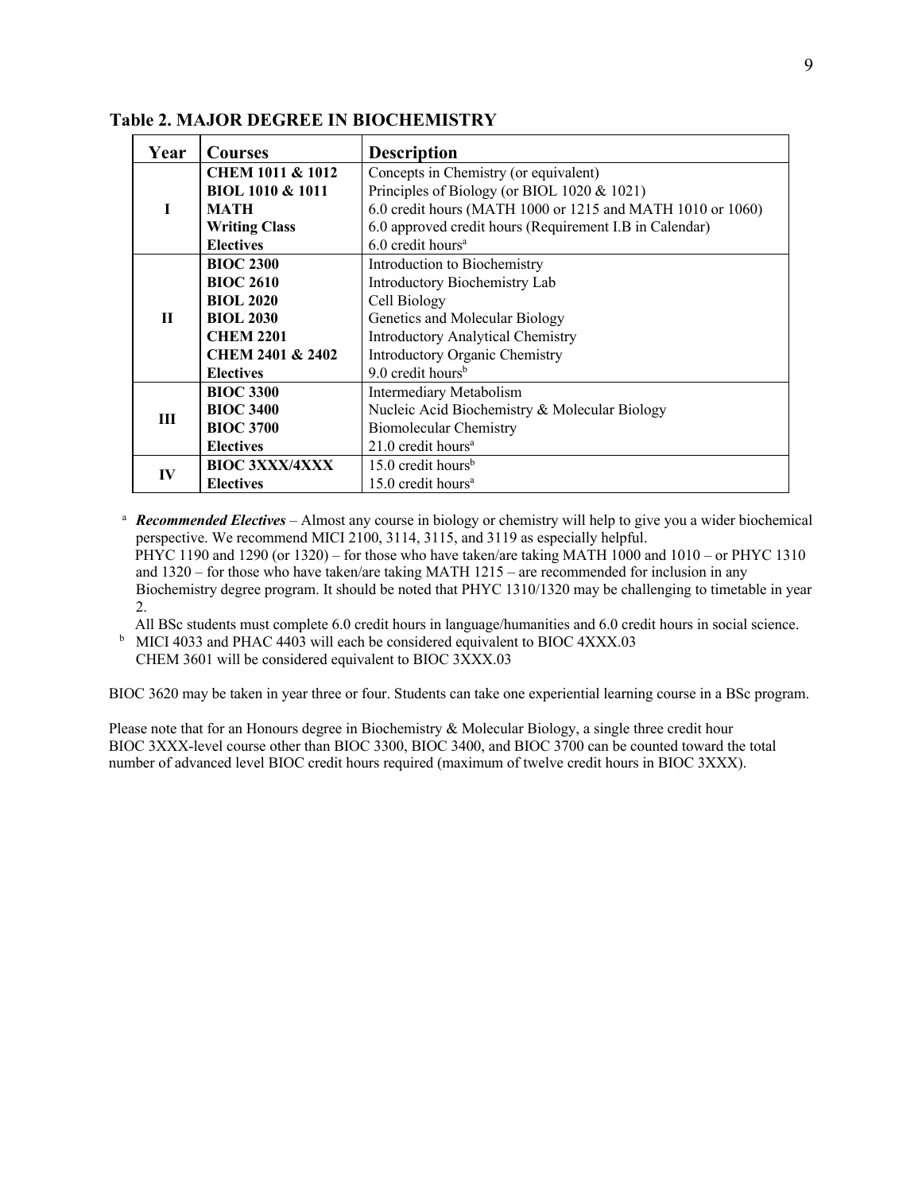**Table 2. MAJOR DEGREE IN BIOCHEMISTRY**

| Year | Courses | Description |
|---|---|---|
| I | **CHEM 1011 & 1012** | Concepts in Chemistry (or equivalent) |
| | **BIOL 1010 & 1011** | Principles of Biology (or BIOL 1020 & 1021) |
| | **MATH** | 6.0 credit hours (MATH 1000 or 1215 and MATH 1010 or 1060) |
| | **Writing Class** | 6.0 approved credit hours (Requirement I.B in Calendar) |
| | **Electives** | 6.0 credit hours[a] |
| II | **BIOC 2300** | Introduction to Biochemistry |
| | **BIOC 2610** | Introductory Biochemistry Lab |
| | **BIOL 2020** | Cell Biology |
| | **BIOL 2030** | Genetics and Molecular Biology |
| | **CHEM 2201** | Introductory Analytical Chemistry |
| | **CHEM 2401 & 2402** | Introductory Organic Chemistry |
| | **Electives** | 9.0 credit hours[b] |
| III | **BIOC 3300** | Intermediary Metabolism |
| | **BIOC 3400** | Nucleic Acid Biochemistry & Molecular Biology |
| | **BIOC 3700** | Biomolecular Chemistry |
| | **Electives** | 21.0 credit hours[a] |
| IV | **BIOC 3XXX/4XXX** | 15.0 credit hours[b] |
| | **Electives** | 15.0 credit hours[a] |

[a] ***Recommended Electives*** – Almost any course in biology or chemistry will help to give you a wider biochemical perspective. We recommend MICI 2100, 3114, 3115, and 3119 as especially helpful.
PHYC 1190 and 1290 (or 1320) – for those who have taken/are taking MATH 1000 and 1010 – or PHYC 1310 and 1320 – for those who have taken/are taking MATH 1215 – are recommended for inclusion in any Biochemistry degree program. It should be noted that PHYC 1310/1320 may be challenging to timetable in year 2.
All BSc students must complete 6.0 credit hours in language/humanities and 6.0 credit hours in social science.

[b] MICI 4033 and PHAC 4403 will each be considered equivalent to BIOC 4XXX.03
CHEM 3601 will be considered equivalent to BIOC 3XXX.03

BIOC 3620 may be taken in year three or four. Students can take one experiential learning course in a BSc program.

Please note that for an Honours degree in Biochemistry & Molecular Biology, a single three credit hour BIOC 3XXX-level course other than BIOC 3300, BIOC 3400, and BIOC 3700 can be counted toward the total number of advanced level BIOC credit hours required (maximum of twelve credit hours in BIOC 3XXX).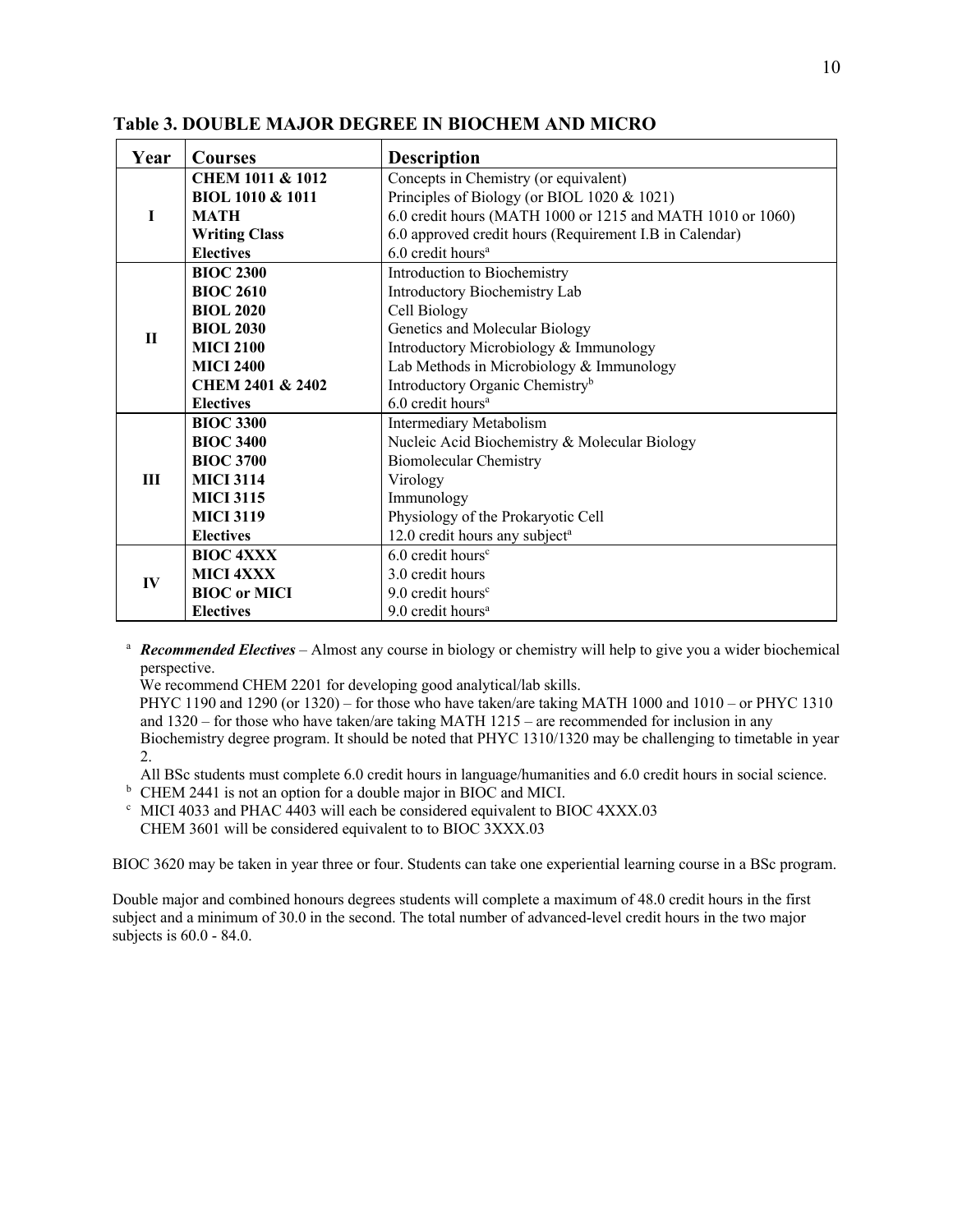**Table 3. DOUBLE MAJOR DEGREE IN BIOCHEM AND MICRO**

| Year | Courses | Description |
|---|---|---|
| I | **CHEM 1011 & 1012** | Concepts in Chemistry (or equivalent) |
| | **BIOL 1010 & 1011** | Principles of Biology (or BIOL 1020 & 1021) |
| | **MATH** | 6.0 credit hours (MATH 1000 or 1215 and MATH 1010 or 1060) |
| | **Writing Class** | 6.0 approved credit hours (Requirement I.B in Calendar) |
| | **Electives** | 6.0 credit hours[a] |
| II | **BIOC 2300** | Introduction to Biochemistry |
| | **BIOC 2610** | Introductory Biochemistry Lab |
| | **BIOL 2020** | Cell Biology |
| | **BIOL 2030** | Genetics and Molecular Biology |
| | **MICI 2100** | Introductory Microbiology & Immunology |
| | **MICI 2400** | Lab Methods in Microbiology & Immunology |
| | **CHEM 2401 & 2402** | Introductory Organic Chemistry[b] |
| | **Electives** | 6.0 credit hours[a] |
| III | **BIOC 3300** | Intermediary Metabolism |
| | **BIOC 3400** | Nucleic Acid Biochemistry & Molecular Biology |
| | **BIOC 3700** | Biomolecular Chemistry |
| | **MICI 3114** | Virology |
| | **MICI 3115** | Immunology |
| | **MICI 3119** | Physiology of the Prokaryotic Cell |
| | **Electives** | 12.0 credit hours any subject[a] |
| IV | **BIOC 4XXX** | 6.0 credit hours[c] |
| | **MICI 4XXX** | 3.0 credit hours |
| | **BIOC or MICI** | 9.0 credit hours[c] |
| | **Electives** | 9.0 credit hours[a] |

[a] ***Recommended Electives*** – Almost any course in biology or chemistry will help to give you a wider biochemical perspective.
We recommend CHEM 2201 for developing good analytical/lab skills.
PHYC 1190 and 1290 (or 1320) – for those who have taken/are taking MATH 1000 and 1010 – or PHYC 1310 and 1320 – for those who have taken/are taking MATH 1215 – are recommended for inclusion in any Biochemistry degree program. It should be noted that PHYC 1310/1320 may be challenging to timetable in year 2.
All BSc students must complete 6.0 credit hours in language/humanities and 6.0 credit hours in social science.

[b] CHEM 2441 is not an option for a double major in BIOC and MICI.

[c] MICI 4033 and PHAC 4403 will each be considered equivalent to BIOC 4XXX.03
CHEM 3601 will be considered equivalent to to BIOC 3XXX.03

BIOC 3620 may be taken in year three or four. Students can take one experiential learning course in a BSc program.

Double major and combined honours degrees students will complete a maximum of 48.0 credit hours in the first subject and a minimum of 30.0 in the second. The total number of advanced-level credit hours in the two major subjects is 60.0 - 84.0.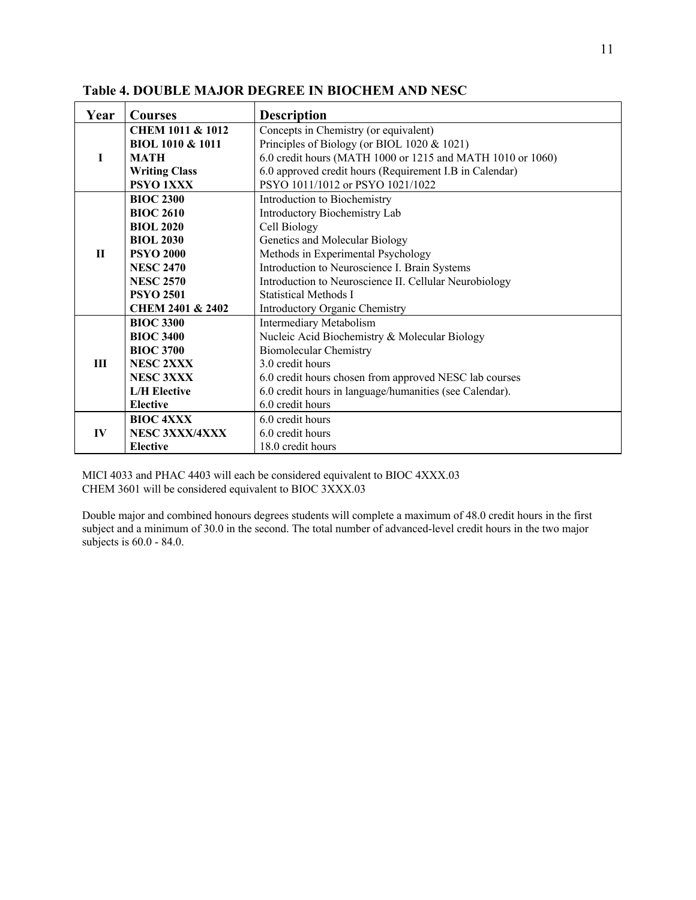**Table 4. DOUBLE MAJOR DEGREE IN BIOCHEM AND NESC**

| Year | Courses | Description |
|---|---|---|
| I | **CHEM 1011 & 1012** | Concepts in Chemistry (or equivalent) |
| | **BIOL 1010 & 1011** | Principles of Biology (or BIOL 1020 & 1021) |
| | **MATH** | 6.0 credit hours (MATH 1000 or 1215 and MATH 1010 or 1060) |
| | **Writing Class** | 6.0 approved credit hours (Requirement I.B in Calendar) |
| | **PSYO 1XXX** | PSYO 1011/1012 or PSYO 1021/1022 |
| II | **BIOC 2300** | Introduction to Biochemistry |
| | **BIOC 2610** | Introductory Biochemistry Lab |
| | **BIOL 2020** | Cell Biology |
| | **BIOL 2030** | Genetics and Molecular Biology |
| | **PSYO 2000** | Methods in Experimental Psychology |
| | **NESC 2470** | Introduction to Neuroscience I. Brain Systems |
| | **NESC 2570** | Introduction to Neuroscience II. Cellular Neurobiology |
| | **PSYO 2501** | Statistical Methods I |
| | **CHEM 2401 & 2402** | Introductory Organic Chemistry |
| III | **BIOC 3300** | Intermediary Metabolism |
| | **BIOC 3400** | Nucleic Acid Biochemistry & Molecular Biology |
| | **BIOC 3700** | Biomolecular Chemistry |
| | **NESC 2XXX** | 3.0 credit hours |
| | **NESC 3XXX** | 6.0 credit hours chosen from approved NESC lab courses |
| | **L/H Elective** | 6.0 credit hours in language/humanities (see Calendar). |
| | **Elective** | 6.0 credit hours |
| IV | **BIOC 4XXX** | 6.0 credit hours |
| | **NESC 3XXX/4XXX** | 6.0 credit hours |
| | **Elective** | 18.0 credit hours |

MICI 4033 and PHAC 4403 will each be considered equivalent to BIOC 4XXX.03
CHEM 3601 will be considered equivalent to BIOC 3XXX.03

Double major and combined honours degrees students will complete a maximum of 48.0 credit hours in the first subject and a minimum of 30.0 in the second. The total number of advanced-level credit hours in the two major subjects is 60.0 - 84.0.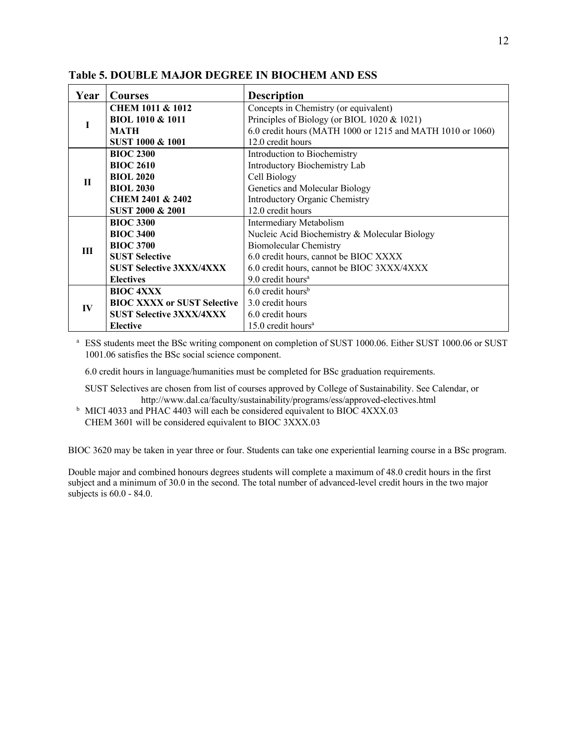**Table 5. DOUBLE MAJOR DEGREE IN BIOCHEM AND ESS**

| Year | Courses | Description |
|---|---|---|
| I | **CHEM 1011 & 1012** | Concepts in Chemistry (or equivalent) |
| | **BIOL 1010 & 1011** | Principles of Biology (or BIOL 1020 & 1021) |
| | **MATH** | 6.0 credit hours (MATH 1000 or 1215 and MATH 1010 or 1060) |
| | **SUST 1000 & 1001** | 12.0 credit hours |
| II | **BIOC 2300** | Introduction to Biochemistry |
| | **BIOC 2610** | Introductory Biochemistry Lab |
| | **BIOL 2020** | Cell Biology |
| | **BIOL 2030** | Genetics and Molecular Biology |
| | **CHEM 2401 & 2402** | Introductory Organic Chemistry |
| | **SUST 2000 & 2001** | 12.0 credit hours |
| III | **BIOC 3300** | Intermediary Metabolism |
| | **BIOC 3400** | Nucleic Acid Biochemistry & Molecular Biology |
| | **BIOC 3700** | Biomolecular Chemistry |
| | **SUST Selective** | 6.0 credit hours, cannot be BIOC XXXX |
| | **SUST Selective 3XXX/4XXX** | 6.0 credit hours, cannot be BIOC 3XXX/4XXX |
| | **Electives** | 9.0 credit hours[a] |
| IV | **BIOC 4XXX** | 6.0 credit hours[b] |
| | **BIOC XXXX or SUST Selective** | 3.0 credit hours |
| | **SUST Selective 3XXX/4XXX** | 6.0 credit hours |
| | **Elective** | 15.0 credit hours[a] |

[a] ESS students meet the BSc writing component on completion of SUST 1000.06. Either SUST 1000.06 or SUST 1001.06 satisfies the BSc social science component.

6.0 credit hours in language/humanities must be completed for BSc graduation requirements.

SUST Selectives are chosen from list of courses approved by College of Sustainability. See Calendar, or http://www.dal.ca/faculty/sustainability/programs/ess/approved-electives.html

[b] MICI 4033 and PHAC 4403 will each be considered equivalent to BIOC 4XXX.03
CHEM 3601 will be considered equivalent to BIOC 3XXX.03

BIOC 3620 may be taken in year three or four. Students can take one experiential learning course in a BSc program.

Double major and combined honours degrees students will complete a maximum of 48.0 credit hours in the first subject and a minimum of 30.0 in the second. The total number of advanced-level credit hours in the two major subjects is 60.0 - 84.0.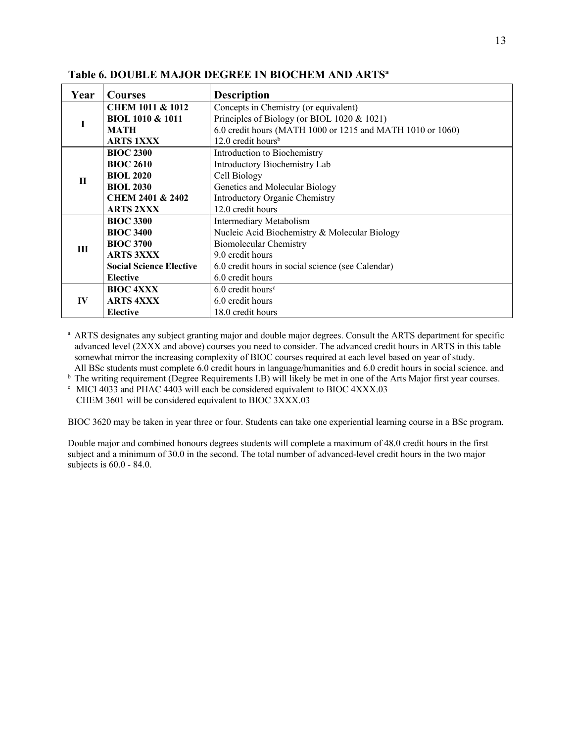**Table 6. DOUBLE MAJOR DEGREE IN BIOCHEM AND ARTS[a]**

| Year | Courses | Description |
|---|---|---|
| I | **CHEM 1011 & 1012** | Concepts in Chemistry (or equivalent) |
| | **BIOL 1010 & 1011** | Principles of Biology (or BIOL 1020 & 1021) |
| | **MATH** | 6.0 credit hours (MATH 1000 or 1215 and MATH 1010 or 1060) |
| | **ARTS 1XXX** | 12.0 credit hours[b] |
| II | **BIOC 2300** | Introduction to Biochemistry |
| | **BIOC 2610** | Introductory Biochemistry Lab |
| | **BIOL 2020** | Cell Biology |
| | **BIOL 2030** | Genetics and Molecular Biology |
| | **CHEM 2401 & 2402** | Introductory Organic Chemistry |
| | **ARTS 2XXX** | 12.0 credit hours |
| III | **BIOC 3300** | Intermediary Metabolism |
| | **BIOC 3400** | Nucleic Acid Biochemistry & Molecular Biology |
| | **BIOC 3700** | Biomolecular Chemistry |
| | **ARTS 3XXX** | 9.0 credit hours |
| | **Social Science Elective** | 6.0 credit hours in social science (see Calendar) |
| | **Elective** | 6.0 credit hours |
| IV | **BIOC 4XXX** | 6.0 credit hours[c] |
| | **ARTS 4XXX** | 6.0 credit hours |
| | **Elective** | 18.0 credit hours |

[a] ARTS designates any subject granting major and double major degrees. Consult the ARTS department for specific advanced level (2XXX and above) courses you need to consider. The advanced credit hours in ARTS in this table somewhat mirror the increasing complexity of BIOC courses required at each level based on year of study. All BSc students must complete 6.0 credit hours in language/humanities and 6.0 credit hours in social science. and

[b] The writing requirement (Degree Requirements I.B) will likely be met in one of the Arts Major first year courses.

[c] MICI 4033 and PHAC 4403 will each be considered equivalent to BIOC 4XXX.03
CHEM 3601 will be considered equivalent to BIOC 3XXX.03

BIOC 3620 may be taken in year three or four. Students can take one experiential learning course in a BSc program.

Double major and combined honours degrees students will complete a maximum of 48.0 credit hours in the first subject and a minimum of 30.0 in the second. The total number of advanced-level credit hours in the two major subjects is 60.0 - 84.0.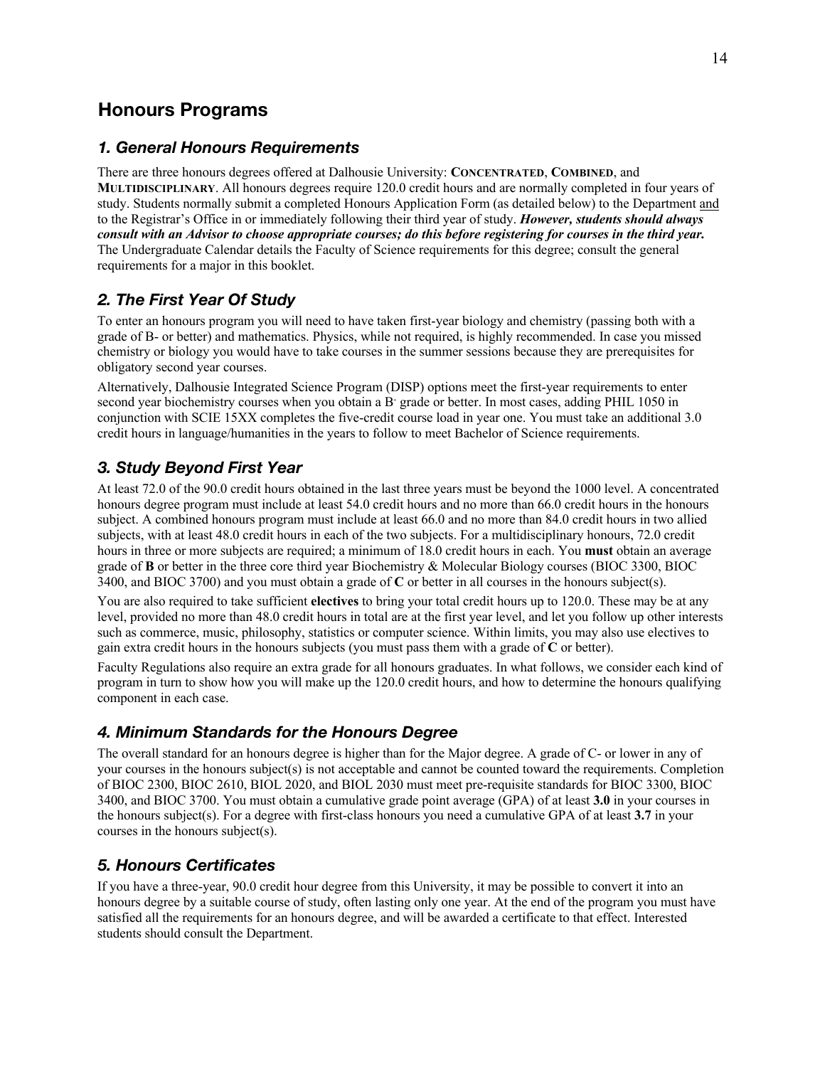# Honours Programs

## *1. General Honours Requirements*

There are three honours degrees offered at Dalhousie University: **CONCENTRATED**, **COMBINED**, and **MULTIDISCIPLINARY**. All honours degrees require 120.0 credit hours and are normally completed in four years of study. Students normally submit a completed Honours Application Form (as detailed below) to the Department and to the Registrar's Office in or immediately following their third year of study. ***However, students should always consult with an Advisor to choose appropriate courses; do this before registering for courses in the third year.*** The Undergraduate Calendar details the Faculty of Science requirements for this degree; consult the general requirements for a major in this booklet.

## *2. The First Year Of Study*

To enter an honours program you will need to have taken first-year biology and chemistry (passing both with a grade of B- or better) and mathematics. Physics, while not required, is highly recommended. In case you missed chemistry or biology you would have to take courses in the summer sessions because they are prerequisites for obligatory second year courses.

Alternatively, Dalhousie Integrated Science Program (DISP) options meet the first-year requirements to enter second year biochemistry courses when you obtain a B- grade or better. In most cases, adding PHIL 1050 in conjunction with SCIE 15XX completes the five-credit course load in year one. You must take an additional 3.0 credit hours in language/humanities in the years to follow to meet Bachelor of Science requirements.

## *3. Study Beyond First Year*

At least 72.0 of the 90.0 credit hours obtained in the last three years must be beyond the 1000 level. A concentrated honours degree program must include at least 54.0 credit hours and no more than 66.0 credit hours in the honours subject. A combined honours program must include at least 66.0 and no more than 84.0 credit hours in two allied subjects, with at least 48.0 credit hours in each of the two subjects. For a multidisciplinary honours, 72.0 credit hours in three or more subjects are required; a minimum of 18.0 credit hours in each. You **must** obtain an average grade of **B** or better in the three core third year Biochemistry & Molecular Biology courses (BIOC 3300, BIOC 3400, and BIOC 3700) and you must obtain a grade of **C** or better in all courses in the honours subject(s).

You are also required to take sufficient **electives** to bring your total credit hours up to 120.0. These may be at any level, provided no more than 48.0 credit hours in total are at the first year level, and let you follow up other interests such as commerce, music, philosophy, statistics or computer science. Within limits, you may also use electives to gain extra credit hours in the honours subjects (you must pass them with a grade of **C** or better).

Faculty Regulations also require an extra grade for all honours graduates. In what follows, we consider each kind of program in turn to show how you will make up the 120.0 credit hours, and how to determine the honours qualifying component in each case.

## *4. Minimum Standards for the Honours Degree*

The overall standard for an honours degree is higher than for the Major degree. A grade of C- or lower in any of your courses in the honours subject(s) is not acceptable and cannot be counted toward the requirements. Completion of BIOC 2300, BIOC 2610, BIOL 2020, and BIOL 2030 must meet pre-requisite standards for BIOC 3300, BIOC 3400, and BIOC 3700. You must obtain a cumulative grade point average (GPA) of at least **3.0** in your courses in the honours subject(s). For a degree with first-class honours you need a cumulative GPA of at least **3.7** in your courses in the honours subject(s).

## *5. Honours Certificates*

If you have a three-year, 90.0 credit hour degree from this University, it may be possible to convert it into an honours degree by a suitable course of study, often lasting only one year. At the end of the program you must have satisfied all the requirements for an honours degree, and will be awarded a certificate to that effect. Interested students should consult the Department.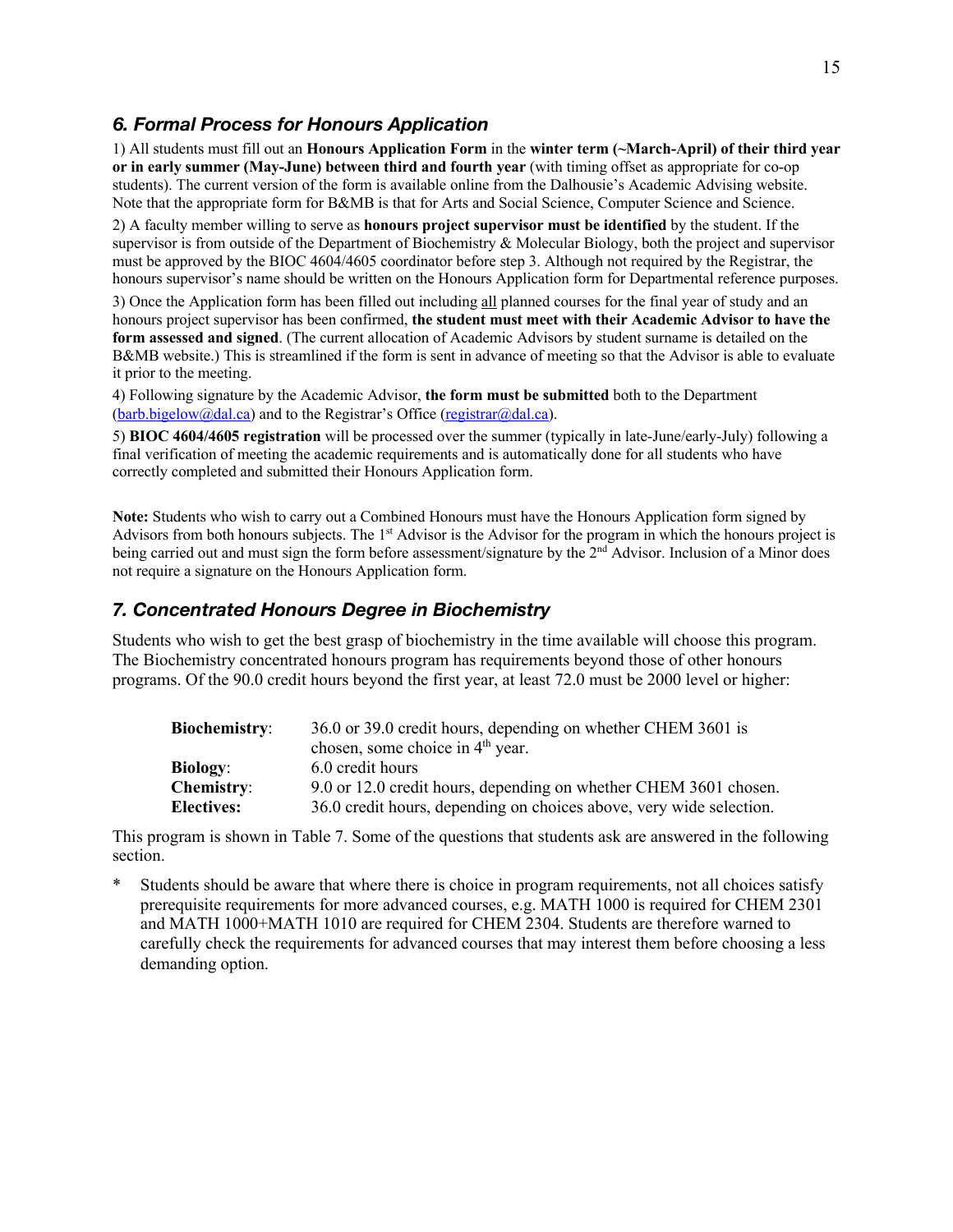## *6. Formal Process for Honours Application*

1) All students must fill out an **Honours Application Form** in the **winter term (~March-April) of their third year or in early summer (May-June) between third and fourth year** (with timing offset as appropriate for co-op students). The current version of the form is available online from the Dalhousie's Academic Advising website. Note that the appropriate form for B&MB is that for Arts and Social Science, Computer Science and Science.

2) A faculty member willing to serve as **honours project supervisor must be identified** by the student. If the supervisor is from outside of the Department of Biochemistry & Molecular Biology, both the project and supervisor must be approved by the BIOC 4604/4605 coordinator before step 3. Although not required by the Registrar, the honours supervisor's name should be written on the Honours Application form for Departmental reference purposes.

3) Once the Application form has been filled out including all planned courses for the final year of study and an honours project supervisor has been confirmed, **the student must meet with their Academic Advisor to have the form assessed and signed**. (The current allocation of Academic Advisors by student surname is detailed on the B&MB website.) This is streamlined if the form is sent in advance of meeting so that the Advisor is able to evaluate it prior to the meeting.

4) Following signature by the Academic Advisor, **the form must be submitted** both to the Department (barb.bigelow@dal.ca) and to the Registrar's Office (registrar@dal.ca).

5) **BIOC 4604/4605 registration** will be processed over the summer (typically in late-June/early-July) following a final verification of meeting the academic requirements and is automatically done for all students who have correctly completed and submitted their Honours Application form.

**Note:** Students who wish to carry out a Combined Honours must have the Honours Application form signed by Advisors from both honours subjects. The 1st Advisor is the Advisor for the program in which the honours project is being carried out and must sign the form before assessment/signature by the 2nd Advisor. Inclusion of a Minor does not require a signature on the Honours Application form.

## *7. Concentrated Honours Degree in Biochemistry*

Students who wish to get the best grasp of biochemistry in the time available will choose this program. The Biochemistry concentrated honours program has requirements beyond those of other honours programs. Of the 90.0 credit hours beyond the first year, at least 72.0 must be 2000 level or higher:

| | |
|---|---|
| **Biochemistry**: | 36.0 or 39.0 credit hours, depending on whether CHEM 3601 is chosen, some choice in 4th year. |
| **Biology**: | 6.0 credit hours |
| **Chemistry**: | 9.0 or 12.0 credit hours, depending on whether CHEM 3601 chosen. |
| **Electives:** | 36.0 credit hours, depending on choices above, very wide selection. |

This program is shown in Table 7. Some of the questions that students ask are answered in the following section.

\* Students should be aware that where there is choice in program requirements, not all choices satisfy prerequisite requirements for more advanced courses, e.g. MATH 1000 is required for CHEM 2301 and MATH 1000+MATH 1010 are required for CHEM 2304. Students are therefore warned to carefully check the requirements for advanced courses that may interest them before choosing a less demanding option.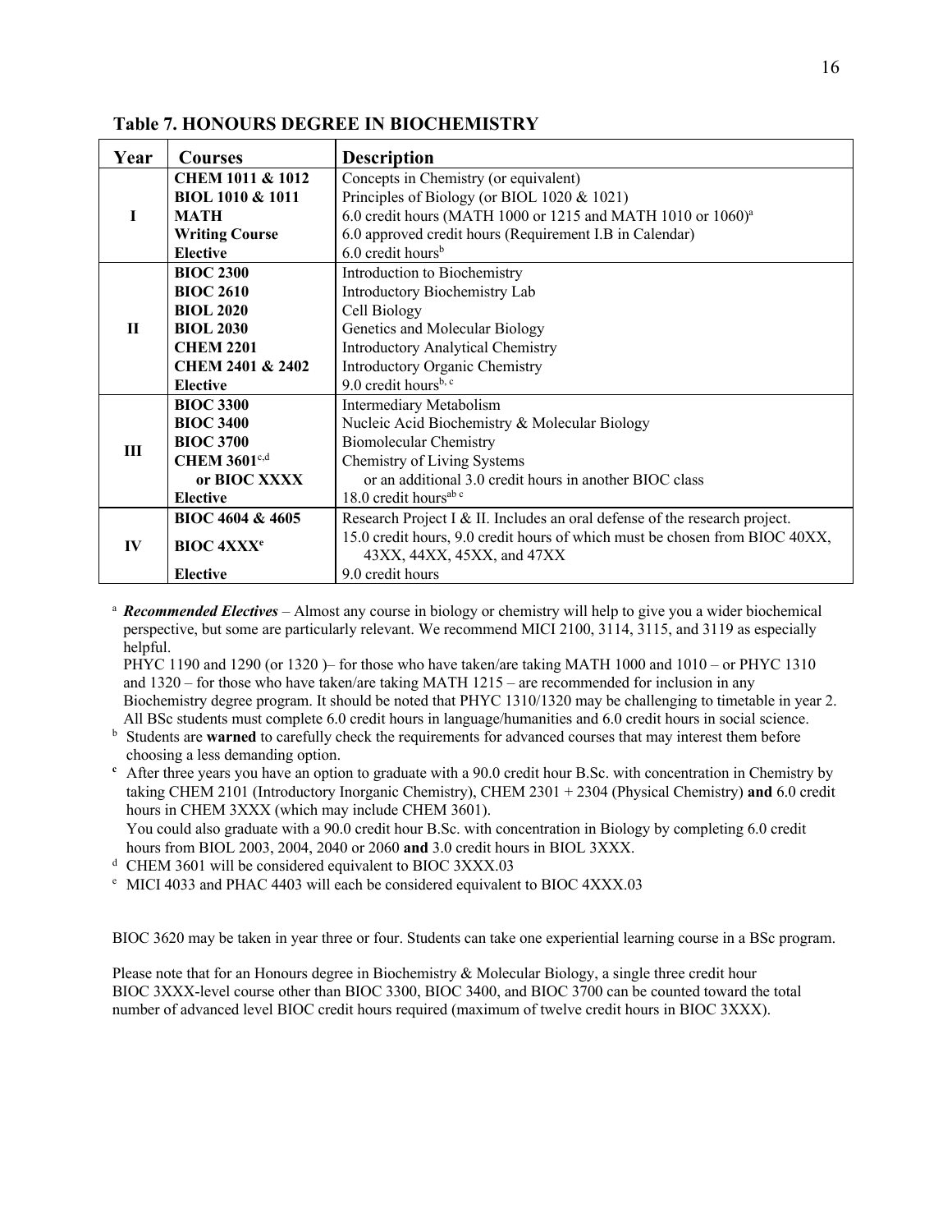**Table 7. HONOURS DEGREE IN BIOCHEMISTRY**

| Year | Courses | Description |
|---|---|---|
| I | **CHEM 1011 & 1012** | Concepts in Chemistry (or equivalent) |
| | **BIOL 1010 & 1011** | Principles of Biology (or BIOL 1020 & 1021) |
| | **MATH** | 6.0 credit hours (MATH 1000 or 1215 and MATH 1010 or 1060)[a] |
| | **Writing Course** | 6.0 approved credit hours (Requirement I.B in Calendar) |
| | **Elective** | 6.0 credit hours[b] |
| II | **BIOC 2300** | Introduction to Biochemistry |
| | **BIOC 2610** | Introductory Biochemistry Lab |
| | **BIOL 2020** | Cell Biology |
| | **BIOL 2030** | Genetics and Molecular Biology |
| | **CHEM 2201** | Introductory Analytical Chemistry |
| | **CHEM 2401 & 2402** | Introductory Organic Chemistry |
| | **Elective** | 9.0 credit hours[b, c] |
| III | **BIOC 3300** | Intermediary Metabolism |
| | **BIOC 3400** | Nucleic Acid Biochemistry & Molecular Biology |
| | **BIOC 3700** | Biomolecular Chemistry |
| | **CHEM 3601**[c,d] | Chemistry of Living Systems |
| | **or BIOC XXXX** | or an additional 3.0 credit hours in another BIOC class |
| | **Elective** | 18.0 credit hours[ab c] |
| IV | **BIOC 4604 & 4605** | Research Project I & II. Includes an oral defense of the research project. |
| | **BIOC 4XXX**[e] | 15.0 credit hours, 9.0 credit hours of which must be chosen from BIOC 40XX, 43XX, 44XX, 45XX, and 47XX |
| | **Elective** | 9.0 credit hours |

[a] ***Recommended Electives*** – Almost any course in biology or chemistry will help to give you a wider biochemical perspective, but some are particularly relevant. We recommend MICI 2100, 3114, 3115, and 3119 as especially helpful.
PHYC 1190 and 1290 (or 1320 )– for those who have taken/are taking MATH 1000 and 1010 – or PHYC 1310 and 1320 – for those who have taken/are taking MATH 1215 – are recommended for inclusion in any Biochemistry degree program. It should be noted that PHYC 1310/1320 may be challenging to timetable in year 2.
All BSc students must complete 6.0 credit hours in language/humanities and 6.0 credit hours in social science.

[b] Students are **warned** to carefully check the requirements for advanced courses that may interest them before choosing a less demanding option.

[c] After three years you have an option to graduate with a 90.0 credit hour B.Sc. with concentration in Chemistry by taking CHEM 2101 (Introductory Inorganic Chemistry), CHEM 2301 + 2304 (Physical Chemistry) **and** 6.0 credit hours in CHEM 3XXX (which may include CHEM 3601).
You could also graduate with a 90.0 credit hour B.Sc. with concentration in Biology by completing 6.0 credit hours from BIOL 2003, 2004, 2040 or 2060 **and** 3.0 credit hours in BIOL 3XXX.

[d] CHEM 3601 will be considered equivalent to BIOC 3XXX.03

[e] MICI 4033 and PHAC 4403 will each be considered equivalent to BIOC 4XXX.03

BIOC 3620 may be taken in year three or four. Students can take one experiential learning course in a BSc program.

Please note that for an Honours degree in Biochemistry & Molecular Biology, a single three credit hour BIOC 3XXX-level course other than BIOC 3300, BIOC 3400, and BIOC 3700 can be counted toward the total number of advanced level BIOC credit hours required (maximum of twelve credit hours in BIOC 3XXX).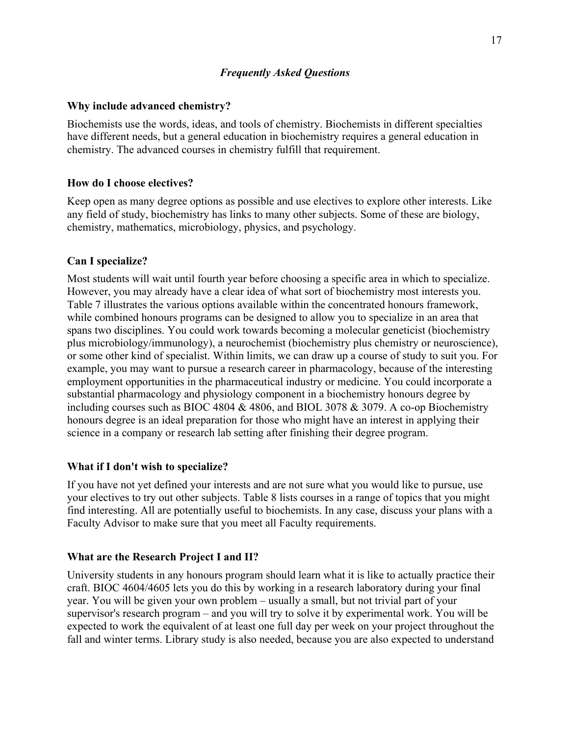## *Frequently Asked Questions*

### Why include advanced chemistry?

Biochemists use the words, ideas, and tools of chemistry. Biochemists in different specialties have different needs, but a general education in biochemistry requires a general education in chemistry. The advanced courses in chemistry fulfill that requirement.

### How do I choose electives?

Keep open as many degree options as possible and use electives to explore other interests. Like any field of study, biochemistry has links to many other subjects. Some of these are biology, chemistry, mathematics, microbiology, physics, and psychology.

### Can I specialize?

Most students will wait until fourth year before choosing a specific area in which to specialize. However, you may already have a clear idea of what sort of biochemistry most interests you. Table 7 illustrates the various options available within the concentrated honours framework, while combined honours programs can be designed to allow you to specialize in an area that spans two disciplines. You could work towards becoming a molecular geneticist (biochemistry plus microbiology/immunology), a neurochemist (biochemistry plus chemistry or neuroscience), or some other kind of specialist. Within limits, we can draw up a course of study to suit you. For example, you may want to pursue a research career in pharmacology, because of the interesting employment opportunities in the pharmaceutical industry or medicine. You could incorporate a substantial pharmacology and physiology component in a biochemistry honours degree by including courses such as BIOC 4804 & 4806, and BIOL 3078 & 3079. A co-op Biochemistry honours degree is an ideal preparation for those who might have an interest in applying their science in a company or research lab setting after finishing their degree program.

### What if I don't wish to specialize?

If you have not yet defined your interests and are not sure what you would like to pursue, use your electives to try out other subjects. Table 8 lists courses in a range of topics that you might find interesting. All are potentially useful to biochemists. In any case, discuss your plans with a Faculty Advisor to make sure that you meet all Faculty requirements.

### What are the Research Project I and II?

University students in any honours program should learn what it is like to actually practice their craft. BIOC 4604/4605 lets you do this by working in a research laboratory during your final year. You will be given your own problem – usually a small, but not trivial part of your supervisor's research program – and you will try to solve it by experimental work. You will be expected to work the equivalent of at least one full day per week on your project throughout the fall and winter terms. Library study is also needed, because you are also expected to understand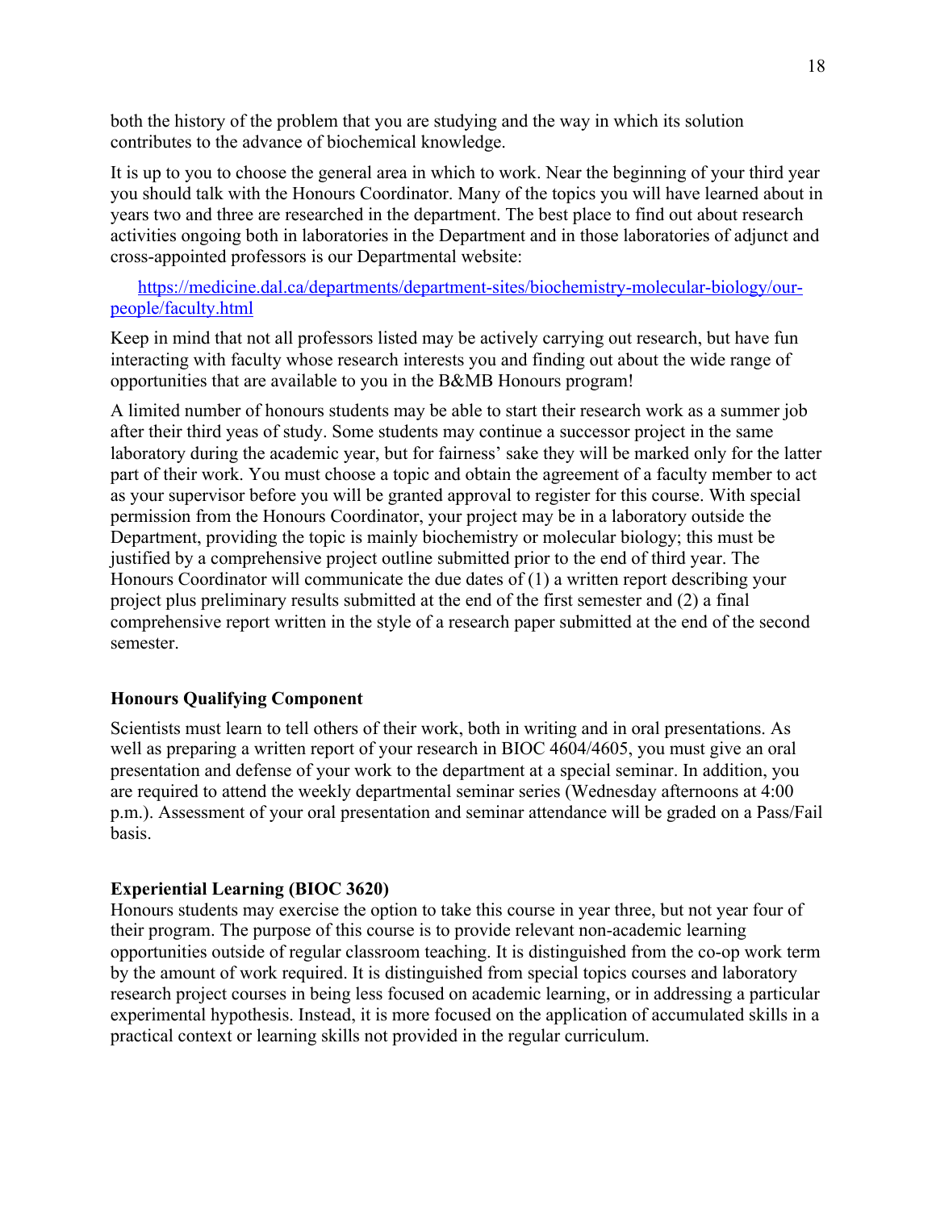both the history of the problem that you are studying and the way in which its solution contributes to the advance of biochemical knowledge.

It is up to you to choose the general area in which to work. Near the beginning of your third year you should talk with the Honours Coordinator. Many of the topics you will have learned about in years two and three are researched in the department. The best place to find out about research activities ongoing both in laboratories in the Department and in those laboratories of adjunct and cross-appointed professors is our Departmental website:

[https://medicine.dal.ca/departments/department-sites/biochemistry-molecular-biology/our-people/faculty.html](https://medicine.dal.ca/departments/department-sites/biochemistry-molecular-biology/our-people/faculty.html)

Keep in mind that not all professors listed may be actively carrying out research, but have fun interacting with faculty whose research interests you and finding out about the wide range of opportunities that are available to you in the B&MB Honours program!

A limited number of honours students may be able to start their research work as a summer job after their third yeas of study. Some students may continue a successor project in the same laboratory during the academic year, but for fairness' sake they will be marked only for the latter part of their work. You must choose a topic and obtain the agreement of a faculty member to act as your supervisor before you will be granted approval to register for this course. With special permission from the Honours Coordinator, your project may be in a laboratory outside the Department, providing the topic is mainly biochemistry or molecular biology; this must be justified by a comprehensive project outline submitted prior to the end of third year. The Honours Coordinator will communicate the due dates of (1) a written report describing your project plus preliminary results submitted at the end of the first semester and (2) a final comprehensive report written in the style of a research paper submitted at the end of the second semester.

### Honours Qualifying Component

Scientists must learn to tell others of their work, both in writing and in oral presentations. As well as preparing a written report of your research in BIOC 4604/4605, you must give an oral presentation and defense of your work to the department at a special seminar. In addition, you are required to attend the weekly departmental seminar series (Wednesday afternoons at 4:00 p.m.). Assessment of your oral presentation and seminar attendance will be graded on a Pass/Fail basis.

### Experiential Learning (BIOC 3620)

Honours students may exercise the option to take this course in year three, but not year four of their program. The purpose of this course is to provide relevant non-academic learning opportunities outside of regular classroom teaching. It is distinguished from the co-op work term by the amount of work required. It is distinguished from special topics courses and laboratory research project courses in being less focused on academic learning, or in addressing a particular experimental hypothesis. Instead, it is more focused on the application of accumulated skills in a practical context or learning skills not provided in the regular curriculum.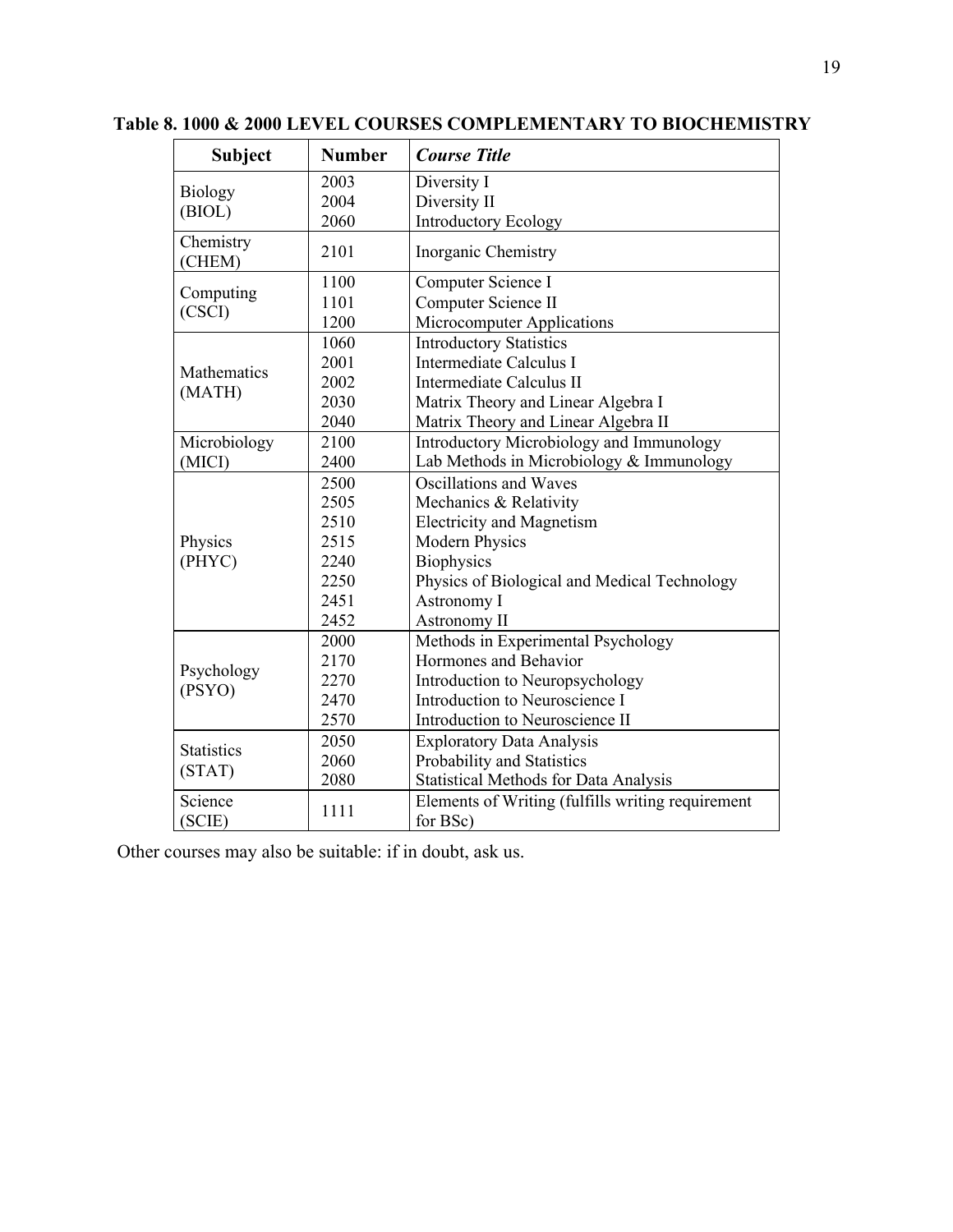**Table 8. 1000 & 2000 LEVEL COURSES COMPLEMENTARY TO BIOCHEMISTRY**

| Subject | Number | *Course Title* |
|---|---|---|
| Biology (BIOL) | 2003 | Diversity I |
| | 2004 | Diversity II |
| | 2060 | Introductory Ecology |
| Chemistry (CHEM) | 2101 | Inorganic Chemistry |
| Computing (CSCI) | 1100 | Computer Science I |
| | 1101 | Computer Science II |
| | 1200 | Microcomputer Applications |
| Mathematics (MATH) | 1060 | Introductory Statistics |
| | 2001 | Intermediate Calculus I |
| | 2002 | Intermediate Calculus II |
| | 2030 | Matrix Theory and Linear Algebra I |
| | 2040 | Matrix Theory and Linear Algebra II |
| Microbiology (MICI) | 2100 | Introductory Microbiology and Immunology |
| | 2400 | Lab Methods in Microbiology & Immunology |
| Physics (PHYC) | 2500 | Oscillations and Waves |
| | 2505 | Mechanics & Relativity |
| | 2510 | Electricity and Magnetism |
| | 2515 | Modern Physics |
| | 2240 | Biophysics |
| | 2250 | Physics of Biological and Medical Technology |
| | 2451 | Astronomy I |
| | 2452 | Astronomy II |
| Psychology (PSYO) | 2000 | Methods in Experimental Psychology |
| | 2170 | Hormones and Behavior |
| | 2270 | Introduction to Neuropsychology |
| | 2470 | Introduction to Neuroscience I |
| | 2570 | Introduction to Neuroscience II |
| Statistics (STAT) | 2050 | Exploratory Data Analysis |
| | 2060 | Probability and Statistics |
| | 2080 | Statistical Methods for Data Analysis |
| Science (SCIE) | 1111 | Elements of Writing (fulfills writing requirement for BSc) |

Other courses may also be suitable: if in doubt, ask us.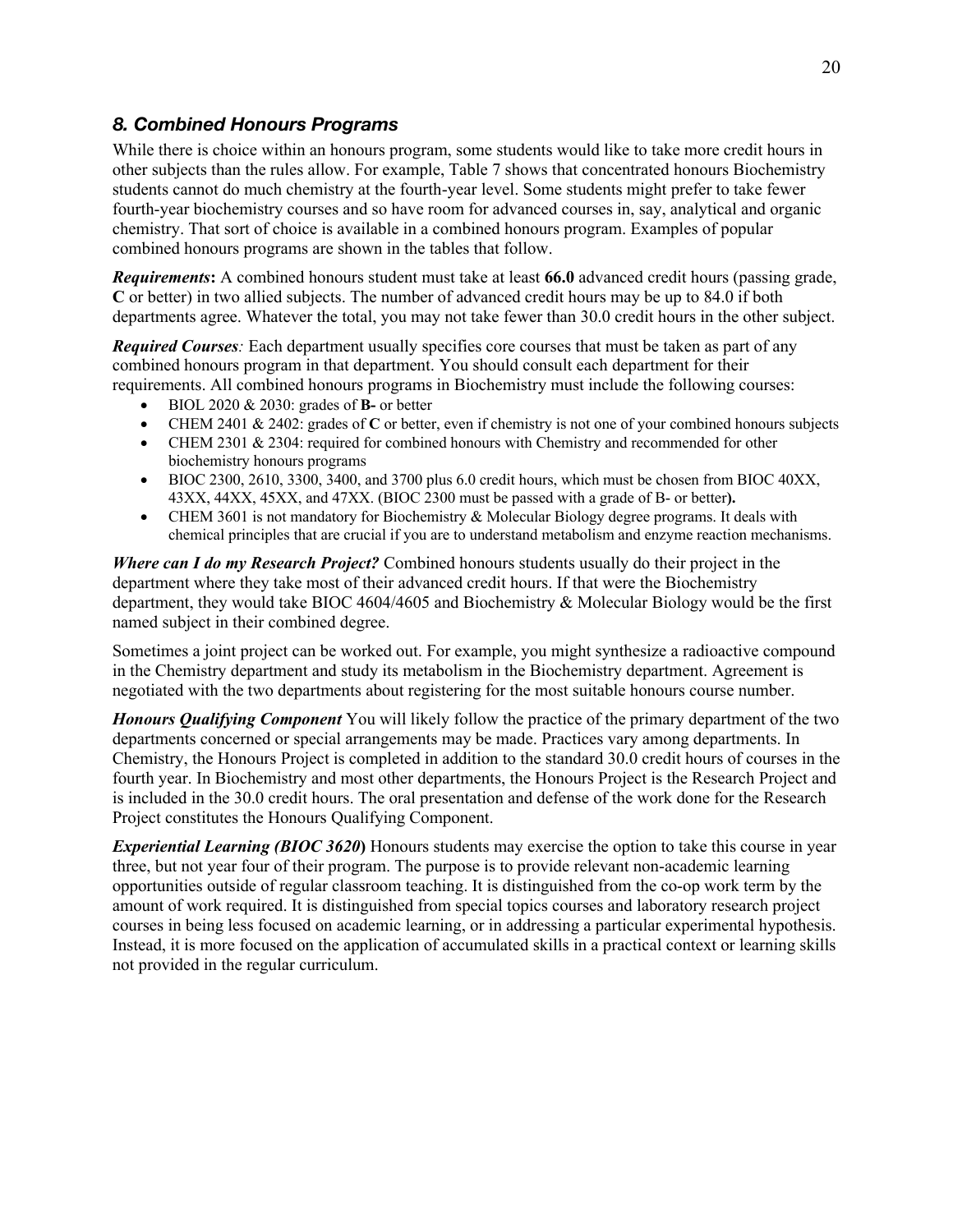## *8. Combined Honours Programs*

While there is choice within an honours program, some students would like to take more credit hours in other subjects than the rules allow. For example, Table 7 shows that concentrated honours Biochemistry students cannot do much chemistry at the fourth-year level. Some students might prefer to take fewer fourth-year biochemistry courses and so have room for advanced courses in, say, analytical and organic chemistry. That sort of choice is available in a combined honours program. Examples of popular combined honours programs are shown in the tables that follow.

***Requirements*:** A combined honours student must take at least **66.0** advanced credit hours (passing grade, **C** or better) in two allied subjects. The number of advanced credit hours may be up to 84.0 if both departments agree. Whatever the total, you may not take fewer than 30.0 credit hours in the other subject.

***Required Courses**:* Each department usually specifies core courses that must be taken as part of any combined honours program in that department. You should consult each department for their requirements. All combined honours programs in Biochemistry must include the following courses:

- BIOL 2020 & 2030: grades of **B-** or better
- CHEM 2401 & 2402: grades of **C** or better, even if chemistry is not one of your combined honours subjects
- CHEM 2301 & 2304: required for combined honours with Chemistry and recommended for other biochemistry honours programs
- BIOC 2300, 2610, 3300, 3400, and 3700 plus 6.0 credit hours, which must be chosen from BIOC 40XX, 43XX, 44XX, 45XX, and 47XX. (BIOC 2300 must be passed with a grade of B- or better**).**
- CHEM 3601 is not mandatory for Biochemistry & Molecular Biology degree programs. It deals with chemical principles that are crucial if you are to understand metabolism and enzyme reaction mechanisms.

***Where can I do my Research Project?*** Combined honours students usually do their project in the department where they take most of their advanced credit hours. If that were the Biochemistry department, they would take BIOC 4604/4605 and Biochemistry & Molecular Biology would be the first named subject in their combined degree.

Sometimes a joint project can be worked out. For example, you might synthesize a radioactive compound in the Chemistry department and study its metabolism in the Biochemistry department. Agreement is negotiated with the two departments about registering for the most suitable honours course number.

***Honours Qualifying Component*** You will likely follow the practice of the primary department of the two departments concerned or special arrangements may be made. Practices vary among departments. In Chemistry, the Honours Project is completed in addition to the standard 30.0 credit hours of courses in the fourth year. In Biochemistry and most other departments, the Honours Project is the Research Project and is included in the 30.0 credit hours. The oral presentation and defense of the work done for the Research Project constitutes the Honours Qualifying Component.

***Experiential Learning (BIOC 3620*)** Honours students may exercise the option to take this course in year three, but not year four of their program. The purpose is to provide relevant non-academic learning opportunities outside of regular classroom teaching. It is distinguished from the co-op work term by the amount of work required. It is distinguished from special topics courses and laboratory research project courses in being less focused on academic learning, or in addressing a particular experimental hypothesis. Instead, it is more focused on the application of accumulated skills in a practical context or learning skills not provided in the regular curriculum.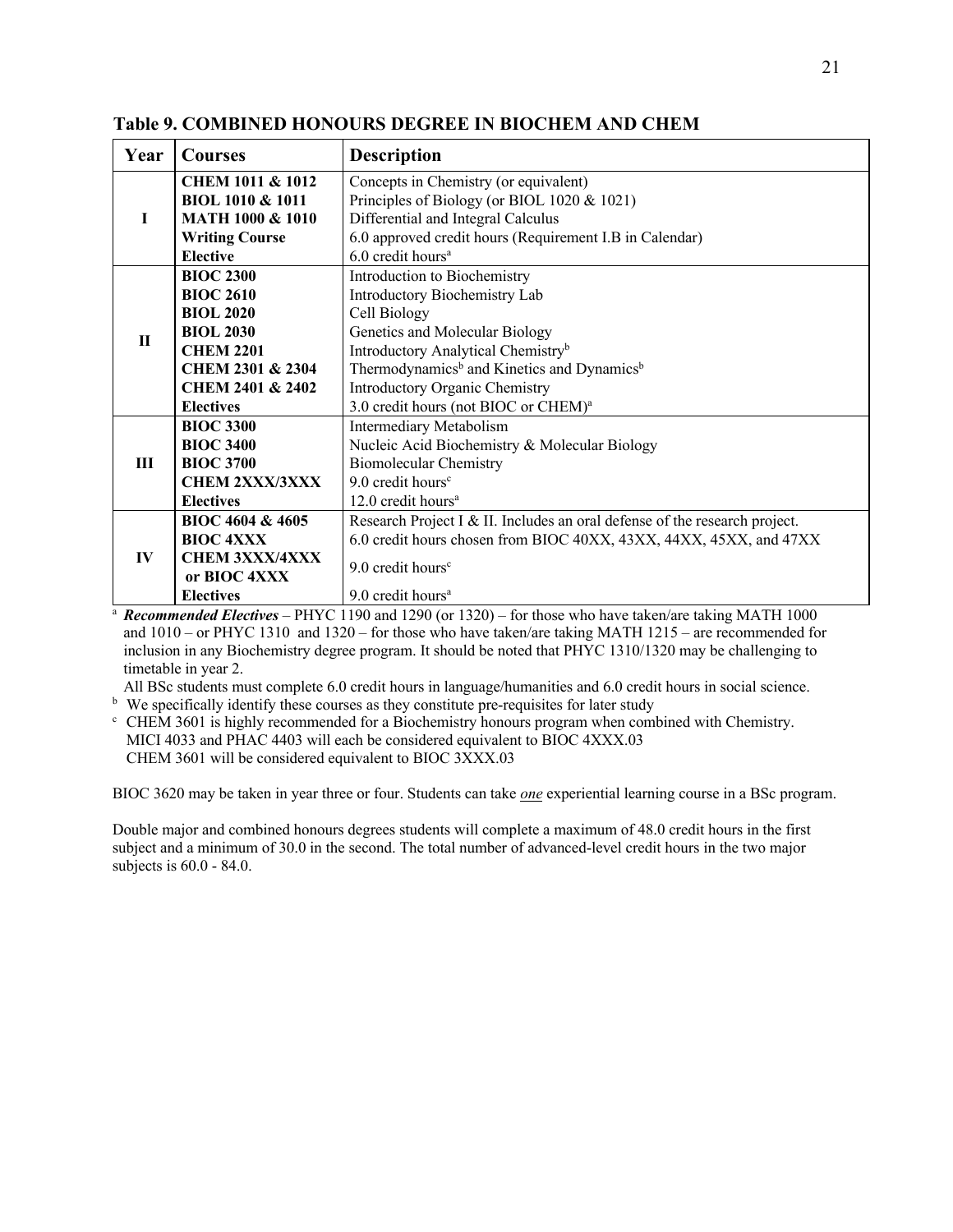**Table 9. COMBINED HONOURS DEGREE IN BIOCHEM AND CHEM**

| Year | Courses | Description |
|---|---|---|
| I | **CHEM 1011 & 1012**<br>**BIOL 1010 & 1011**<br>**MATH 1000 & 1010**<br>**Writing Course**<br>**Elective** | Concepts in Chemistry (or equivalent)<br>Principles of Biology (or BIOL 1020 & 1021)<br>Differential and Integral Calculus<br>6.0 approved credit hours (Requirement I.B in Calendar)<br>6.0 credit hours[a] |
| II | **BIOC 2300**<br>**BIOC 2610**<br>**BIOL 2020**<br>**BIOL 2030**<br>**CHEM 2201**<br>**CHEM 2301 & 2304**<br>**CHEM 2401 & 2402**<br>**Electives** | Introduction to Biochemistry<br>Introductory Biochemistry Lab<br>Cell Biology<br>Genetics and Molecular Biology<br>Introductory Analytical Chemistry[b]<br>Thermodynamics[b] and Kinetics and Dynamics[b]<br>Introductory Organic Chemistry<br>3.0 credit hours (not BIOC or CHEM)[a] |
| III | **BIOC 3300**<br>**BIOC 3400**<br>**BIOC 3700**<br>**CHEM 2XXX/3XXX**<br>**Electives** | Intermediary Metabolism<br>Nucleic Acid Biochemistry & Molecular Biology<br>Biomolecular Chemistry<br>9.0 credit hours[c]<br>12.0 credit hours[a] |
| IV | **BIOC 4604 & 4605**<br>**BIOC 4XXX**<br>**CHEM 3XXX/4XXX or BIOC 4XXX**<br>**Electives** | Research Project I & II. Includes an oral defense of the research project.<br>6.0 credit hours chosen from BIOC 40XX, 43XX, 44XX, 45XX, and 47XX<br>9.0 credit hours[c]<br>9.0 credit hours[a] |

[a] ***Recommended Electives*** – PHYC 1190 and 1290 (or 1320) – for those who have taken/are taking MATH 1000 and 1010 – or PHYC 1310 and 1320 – for those who have taken/are taking MATH 1215 – are recommended for inclusion in any Biochemistry degree program. It should be noted that PHYC 1310/1320 may be challenging to timetable in year 2.

All BSc students must complete 6.0 credit hours in language/humanities and 6.0 credit hours in social science.

[b] We specifically identify these courses as they constitute pre-requisites for later study

[c] CHEM 3601 is highly recommended for a Biochemistry honours program when combined with Chemistry.
MICI 4033 and PHAC 4403 will each be considered equivalent to BIOC 4XXX.03
CHEM 3601 will be considered equivalent to BIOC 3XXX.03

BIOC 3620 may be taken in year three or four. Students can take ***one*** experiential learning course in a BSc program.

Double major and combined honours degrees students will complete a maximum of 48.0 credit hours in the first subject and a minimum of 30.0 in the second. The total number of advanced-level credit hours in the two major subjects is 60.0 - 84.0.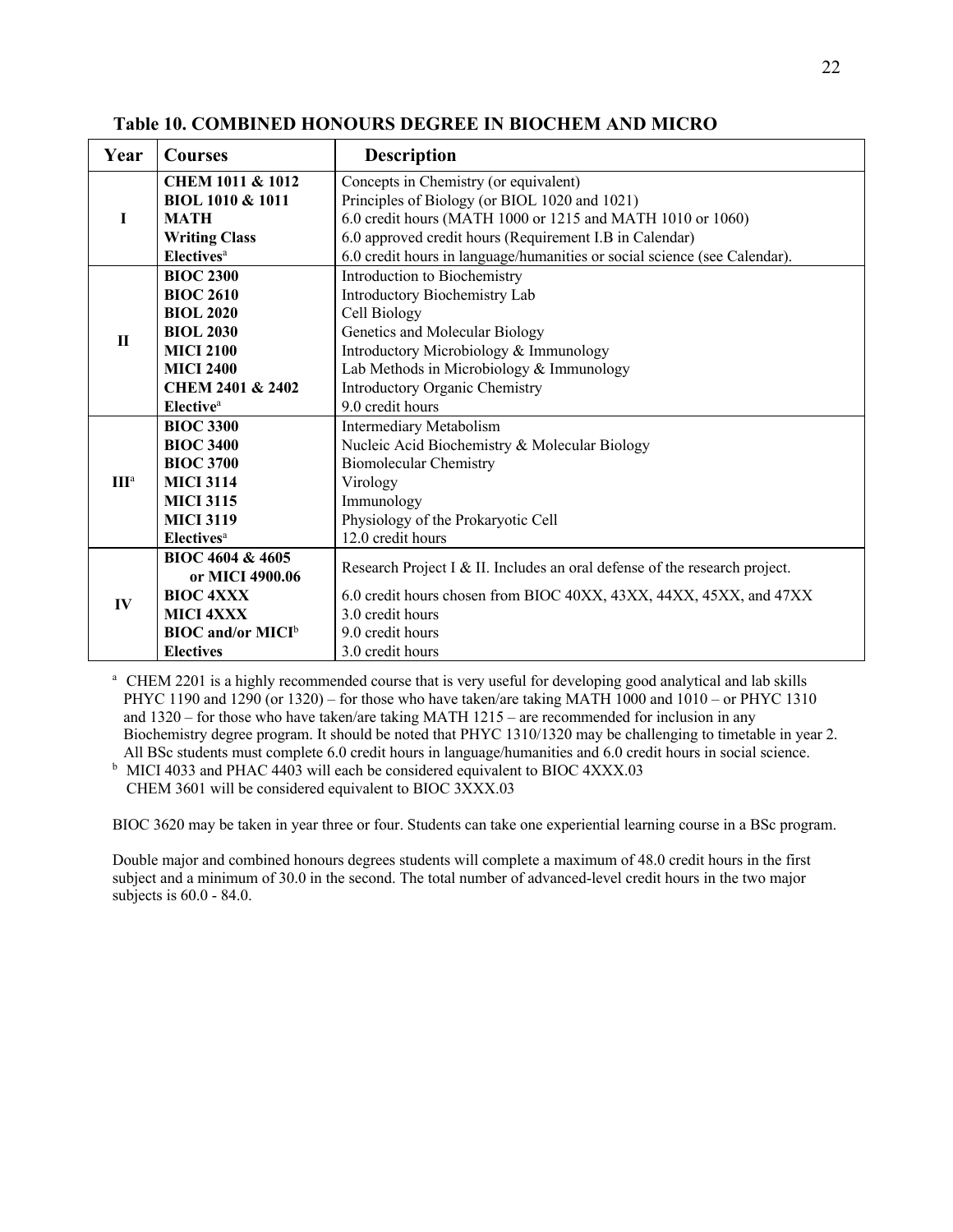**Table 10. COMBINED HONOURS DEGREE IN BIOCHEM AND MICRO**

| Year | Courses | Description |
|---|---|---|
| I | **CHEM 1011 & 1012** | Concepts in Chemistry (or equivalent) |
| | **BIOL 1010 & 1011** | Principles of Biology (or BIOL 1020 and 1021) |
| | **MATH** | 6.0 credit hours (MATH 1000 or 1215 and MATH 1010 or 1060) |
| | **Writing Class** | 6.0 approved credit hours (Requirement I.B in Calendar) |
| | **Electives**[a] | 6.0 credit hours in language/humanities or social science (see Calendar). |
| II | **BIOC 2300** | Introduction to Biochemistry |
| | **BIOC 2610** | Introductory Biochemistry Lab |
| | **BIOL 2020** | Cell Biology |
| | **BIOL 2030** | Genetics and Molecular Biology |
| | **MICI 2100** | Introductory Microbiology & Immunology |
| | **MICI 2400** | Lab Methods in Microbiology & Immunology |
| | **CHEM 2401 & 2402** | Introductory Organic Chemistry |
| | **Elective**[a] | 9.0 credit hours |
| III[a] | **BIOC 3300** | Intermediary Metabolism |
| | **BIOC 3400** | Nucleic Acid Biochemistry & Molecular Biology |
| | **BIOC 3700** | Biomolecular Chemistry |
| | **MICI 3114** | Virology |
| | **MICI 3115** | Immunology |
| | **MICI 3119** | Physiology of the Prokaryotic Cell |
| | **Electives**[a] | 12.0 credit hours |
| IV | **BIOC 4604 & 4605 or MICI 4900.06** | Research Project I & II. Includes an oral defense of the research project. |
| | **BIOC 4XXX** | 6.0 credit hours chosen from BIOC 40XX, 43XX, 44XX, 45XX, and 47XX |
| | **MICI 4XXX** | 3.0 credit hours |
| | **BIOC and/or MICI**[b] | 9.0 credit hours |
| | **Electives** | 3.0 credit hours |

[a] CHEM 2201 is a highly recommended course that is very useful for developing good analytical and lab skills PHYC 1190 and 1290 (or 1320) – for those who have taken/are taking MATH 1000 and 1010 – or PHYC 1310 and 1320 – for those who have taken/are taking MATH 1215 – are recommended for inclusion in any Biochemistry degree program. It should be noted that PHYC 1310/1320 may be challenging to timetable in year 2. All BSc students must complete 6.0 credit hours in language/humanities and 6.0 credit hours in social science.

[b] MICI 4033 and PHAC 4403 will each be considered equivalent to BIOC 4XXX.03
CHEM 3601 will be considered equivalent to BIOC 3XXX.03

BIOC 3620 may be taken in year three or four. Students can take one experiential learning course in a BSc program.

Double major and combined honours degrees students will complete a maximum of 48.0 credit hours in the first subject and a minimum of 30.0 in the second. The total number of advanced-level credit hours in the two major subjects is 60.0 - 84.0.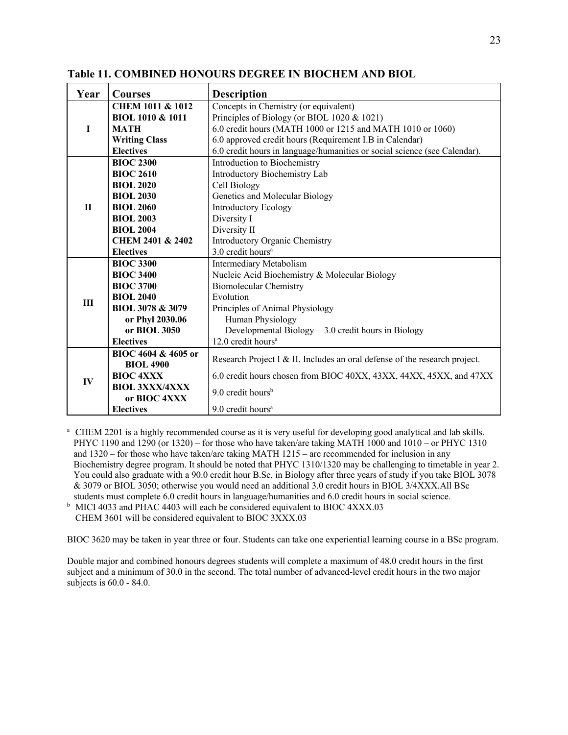**Table 11. COMBINED HONOURS DEGREE IN BIOCHEM AND BIOL**

| Year | Courses | Description |
|---|---|---|
| I | **CHEM 1011 & 1012** | Concepts in Chemistry (or equivalent) |
| | **BIOL 1010 & 1011** | Principles of Biology (or BIOL 1020 & 1021) |
| | **MATH** | 6.0 credit hours (MATH 1000 or 1215 and MATH 1010 or 1060) |
| | **Writing Class** | 6.0 approved credit hours (Requirement I.B in Calendar) |
| | **Electives** | 6.0 credit hours in language/humanities or social science (see Calendar). |
| II | **BIOC 2300** | Introduction to Biochemistry |
| | **BIOC 2610** | Introductory Biochemistry Lab |
| | **BIOL 2020** | Cell Biology |
| | **BIOL 2030** | Genetics and Molecular Biology |
| | **BIOL 2060** | Introductory Ecology |
| | **BIOL 2003** | Diversity I |
| | **BIOL 2004** | Diversity II |
| | **CHEM 2401 & 2402** | Introductory Organic Chemistry |
| | **Electives** | 3.0 credit hours[a] |
| III | **BIOC 3300** | Intermediary Metabolism |
| | **BIOC 3400** | Nucleic Acid Biochemistry & Molecular Biology |
| | **BIOC 3700** | Biomolecular Chemistry |
| | **BIOL 2040** | Evolution |
| | **BIOL 3078 & 3079** | Principles of Animal Physiology |
| | **or Phyl 2030.06** | Human Physiology |
| | **or BIOL 3050** | Developmental Biology + 3.0 credit hours in Biology |
| | **Electives** | 12.0 credit hours[a] |
| IV | **BIOC 4604 & 4605 or BIOL 4900** | Research Project I & II. Includes an oral defense of the research project. |
| | **BIOC 4XXX** | 6.0 credit hours chosen from BIOC 40XX, 43XX, 44XX, 45XX, and 47XX |
| | **BIOL 3XXX/4XXX or BIOC 4XXX** | 9.0 credit hours[b] |
| | **Electives** | 9.0 credit hours[a] |

[a] CHEM 2201 is a highly recommended course as it is very useful for developing good analytical and lab skills. PHYC 1190 and 1290 (or 1320) – for those who have taken/are taking MATH 1000 and 1010 – or PHYC 1310 and 1320 – for those who have taken/are taking MATH 1215 – are recommended for inclusion in any Biochemistry degree program. It should be noted that PHYC 1310/1320 may be challenging to timetable in year 2. You could also graduate with a 90.0 credit hour B.Sc. in Biology after three years of study if you take BIOL 3078 & 3079 or BIOL 3050; otherwise you would need an additional 3.0 credit hours in BIOL 3/4XXX.All BSc students must complete 6.0 credit hours in language/humanities and 6.0 credit hours in social science.

[b] MICI 4033 and PHAC 4403 will each be considered equivalent to BIOC 4XXX.03
CHEM 3601 will be considered equivalent to BIOC 3XXX.03

BIOC 3620 may be taken in year three or four. Students can take one experiential learning course in a BSc program.

Double major and combined honours degrees students will complete a maximum of 48.0 credit hours in the first subject and a minimum of 30.0 in the second. The total number of advanced-level credit hours in the two major subjects is 60.0 - 84.0.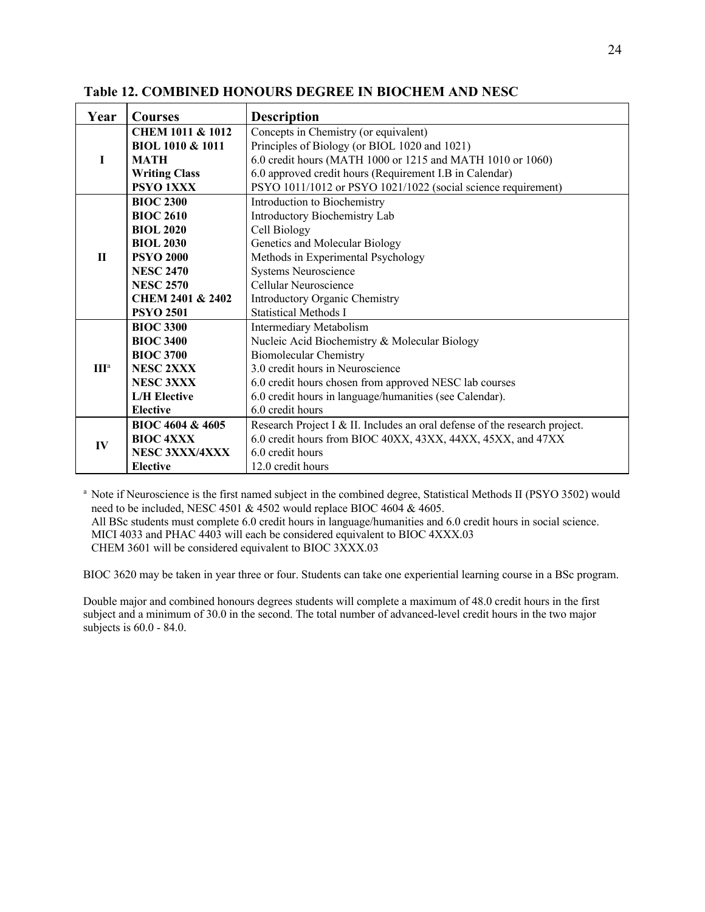**Table 12. COMBINED HONOURS DEGREE IN BIOCHEM AND NESC**

| Year | Courses | Description |
|---|---|---|
| I | **CHEM 1011 & 1012** | Concepts in Chemistry (or equivalent) |
| | **BIOL 1010 & 1011** | Principles of Biology (or BIOL 1020 and 1021) |
| | **MATH** | 6.0 credit hours (MATH 1000 or 1215 and MATH 1010 or 1060) |
| | **Writing Class** | 6.0 approved credit hours (Requirement I.B in Calendar) |
| | **PSYO 1XXX** | PSYO 1011/1012 or PSYO 1021/1022 (social science requirement) |
| II | **BIOC 2300** | Introduction to Biochemistry |
| | **BIOC 2610** | Introductory Biochemistry Lab |
| | **BIOL 2020** | Cell Biology |
| | **BIOL 2030** | Genetics and Molecular Biology |
| | **PSYO 2000** | Methods in Experimental Psychology |
| | **NESC 2470** | Systems Neuroscience |
| | **NESC 2570** | Cellular Neuroscience |
| | **CHEM 2401 & 2402** | Introductory Organic Chemistry |
| | **PSYO 2501** | Statistical Methods I |
| III[a] | **BIOC 3300** | Intermediary Metabolism |
| | **BIOC 3400** | Nucleic Acid Biochemistry & Molecular Biology |
| | **BIOC 3700** | Biomolecular Chemistry |
| | **NESC 2XXX** | 3.0 credit hours in Neuroscience |
| | **NESC 3XXX** | 6.0 credit hours chosen from approved NESC lab courses |
| | **L/H Elective** | 6.0 credit hours in language/humanities (see Calendar). |
| | **Elective** | 6.0 credit hours |
| IV | **BIOC 4604 & 4605** | Research Project I & II. Includes an oral defense of the research project. |
| | **BIOC 4XXX** | 6.0 credit hours from BIOC 40XX, 43XX, 44XX, 45XX, and 47XX |
| | **NESC 3XXX/4XXX** | 6.0 credit hours |
| | **Elective** | 12.0 credit hours |

[a] Note if Neuroscience is the first named subject in the combined degree, Statistical Methods II (PSYO 3502) would need to be included, NESC 4501 & 4502 would replace BIOC 4604 & 4605.
All BSc students must complete 6.0 credit hours in language/humanities and 6.0 credit hours in social science.
MICI 4033 and PHAC 4403 will each be considered equivalent to BIOC 4XXX.03
CHEM 3601 will be considered equivalent to BIOC 3XXX.03

BIOC 3620 may be taken in year three or four. Students can take one experiential learning course in a BSc program.

Double major and combined honours degrees students will complete a maximum of 48.0 credit hours in the first subject and a minimum of 30.0 in the second. The total number of advanced-level credit hours in the two major subjects is 60.0 - 84.0.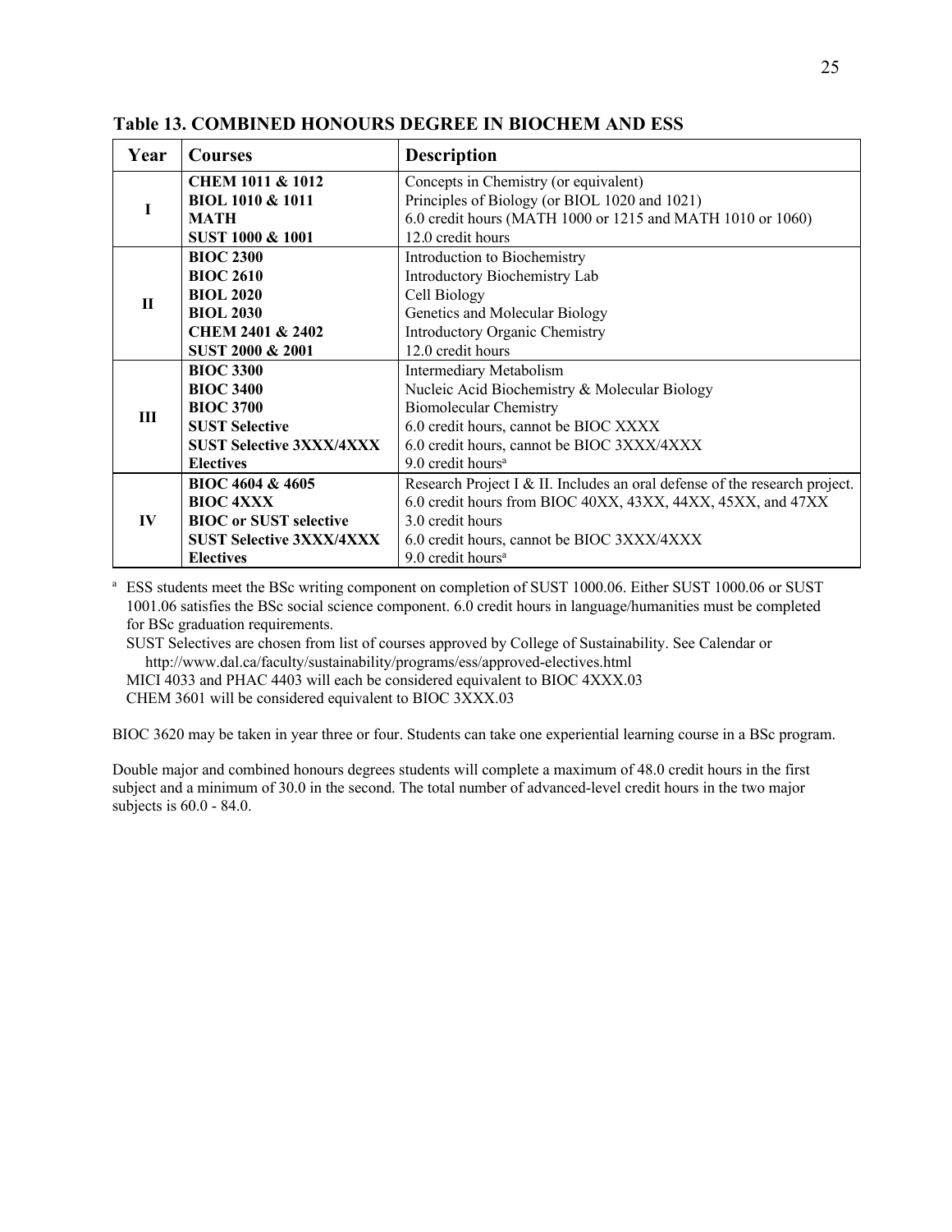**Table 13. COMBINED HONOURS DEGREE IN BIOCHEM AND ESS**

| Year | Courses | Description |
|---|---|---|
| I | **CHEM 1011 & 1012**<br>**BIOL 1010 & 1011**<br>**MATH**<br>**SUST 1000 & 1001** | Concepts in Chemistry (or equivalent)<br>Principles of Biology (or BIOL 1020 and 1021)<br>6.0 credit hours (MATH 1000 or 1215 and MATH 1010 or 1060)<br>12.0 credit hours |
| II | **BIOC 2300**<br>**BIOC 2610**<br>**BIOL 2020**<br>**BIOL 2030**<br>**CHEM 2401 & 2402**<br>**SUST 2000 & 2001** | Introduction to Biochemistry<br>Introductory Biochemistry Lab<br>Cell Biology<br>Genetics and Molecular Biology<br>Introductory Organic Chemistry<br>12.0 credit hours |
| III | **BIOC 3300**<br>**BIOC 3400**<br>**BIOC 3700**<br>**SUST Selective**<br>**SUST Selective 3XXX/4XXX**<br>**Electives** | Intermediary Metabolism<br>Nucleic Acid Biochemistry & Molecular Biology<br>Biomolecular Chemistry<br>6.0 credit hours, cannot be BIOC XXXX<br>6.0 credit hours, cannot be BIOC 3XXX/4XXX<br>9.0 credit hours[a] |
| IV | **BIOC 4604 & 4605**<br>**BIOC 4XXX**<br>**BIOC or SUST selective**<br>**SUST Selective 3XXX/4XXX**<br>**Electives** | Research Project I & II. Includes an oral defense of the research project.<br>6.0 credit hours from BIOC 40XX, 43XX, 44XX, 45XX, and 47XX<br>3.0 credit hours<br>6.0 credit hours, cannot be BIOC 3XXX/4XXX<br>9.0 credit hours[a] |

[a] ESS students meet the BSc writing component on completion of SUST 1000.06. Either SUST 1000.06 or SUST 1001.06 satisfies the BSc social science component. 6.0 credit hours in language/humanities must be completed for BSc graduation requirements.

SUST Selectives are chosen from list of courses approved by College of Sustainability. See Calendar or http://www.dal.ca/faculty/sustainability/programs/ess/approved-electives.html

MICI 4033 and PHAC 4403 will each be considered equivalent to BIOC 4XXX.03

CHEM 3601 will be considered equivalent to BIOC 3XXX.03

BIOC 3620 may be taken in year three or four. Students can take one experiential learning course in a BSc program.

Double major and combined honours degrees students will complete a maximum of 48.0 credit hours in the first subject and a minimum of 30.0 in the second. The total number of advanced-level credit hours in the two major subjects is 60.0 - 84.0.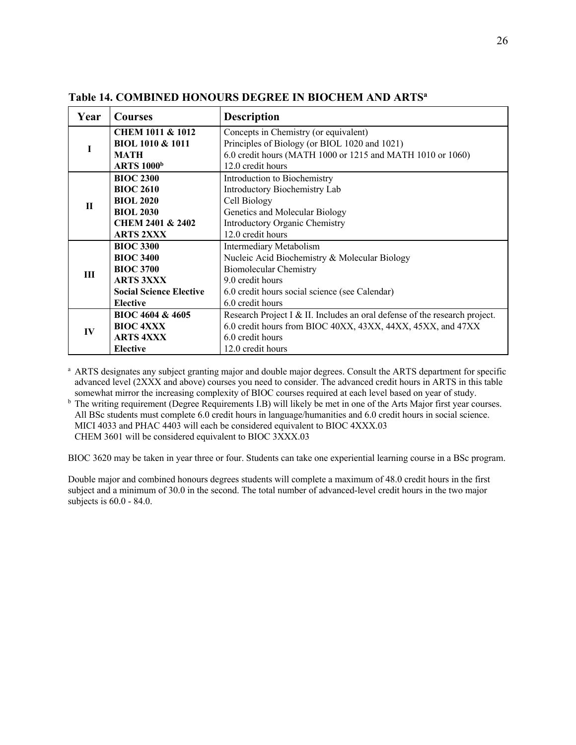**Table 14. COMBINED HONOURS DEGREE IN BIOCHEM AND ARTS[a]**

| Year | Courses | Description |
|---|---|---|
| I | **CHEM 1011 & 1012**<br>**BIOL 1010 & 1011**<br>**MATH**<br>**ARTS 1000[b]** | Concepts in Chemistry (or equivalent)<br>Principles of Biology (or BIOL 1020 and 1021)<br>6.0 credit hours (MATH 1000 or 1215 and MATH 1010 or 1060)<br>12.0 credit hours |
| II | **BIOC 2300**<br>**BIOC 2610**<br>**BIOL 2020**<br>**BIOL 2030**<br>**CHEM 2401 & 2402**<br>**ARTS 2XXX** | Introduction to Biochemistry<br>Introductory Biochemistry Lab<br>Cell Biology<br>Genetics and Molecular Biology<br>Introductory Organic Chemistry<br>12.0 credit hours |
| III | **BIOC 3300**<br>**BIOC 3400**<br>**BIOC 3700**<br>**ARTS 3XXX**<br>**Social Science Elective**<br>**Elective** | Intermediary Metabolism<br>Nucleic Acid Biochemistry & Molecular Biology<br>Biomolecular Chemistry<br>9.0 credit hours<br>6.0 credit hours social science (see Calendar)<br>6.0 credit hours |
| IV | **BIOC 4604 & 4605**<br>**BIOC 4XXX**<br>**ARTS 4XXX**<br>**Elective** | Research Project I & II. Includes an oral defense of the research project.<br>6.0 credit hours from BIOC 40XX, 43XX, 44XX, 45XX, and 47XX<br>6.0 credit hours<br>12.0 credit hours |

[a] ARTS designates any subject granting major and double major degrees. Consult the ARTS department for specific advanced level (2XXX and above) courses you need to consider. The advanced credit hours in ARTS in this table somewhat mirror the increasing complexity of BIOC courses required at each level based on year of study.

[b] The writing requirement (Degree Requirements I.B) will likely be met in one of the Arts Major first year courses.
All BSc students must complete 6.0 credit hours in language/humanities and 6.0 credit hours in social science.
MICI 4033 and PHAC 4403 will each be considered equivalent to BIOC 4XXX.03
CHEM 3601 will be considered equivalent to BIOC 3XXX.03

BIOC 3620 may be taken in year three or four. Students can take one experiential learning course in a BSc program.

Double major and combined honours degrees students will complete a maximum of 48.0 credit hours in the first subject and a minimum of 30.0 in the second. The total number of advanced-level credit hours in the two major subjects is 60.0 - 84.0.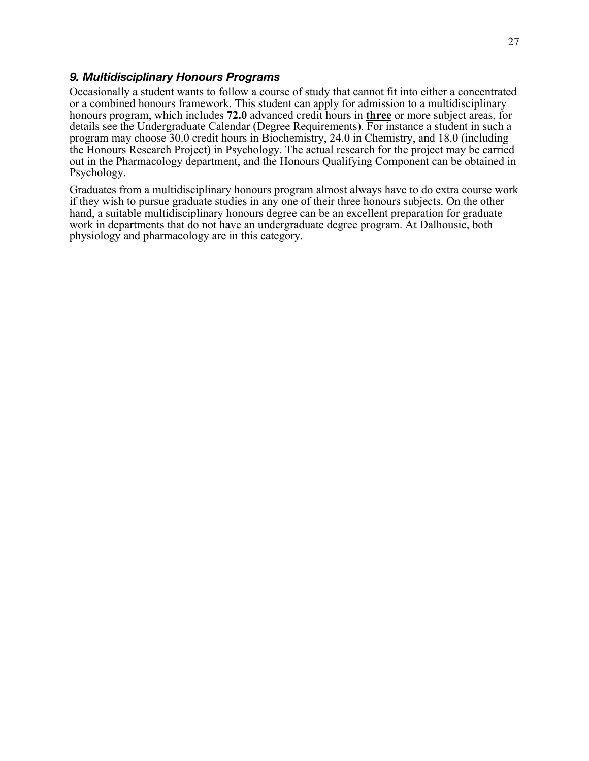### *9. Multidisciplinary Honours Programs*

Occasionally a student wants to follow a course of study that cannot fit into either a concentrated or a combined honours framework. This student can apply for admission to a multidisciplinary honours program, which includes **72.0** advanced credit hours in **<u>three</u>** or more subject areas, for details see the Undergraduate Calendar (Degree Requirements). For instance a student in such a program may choose 30.0 credit hours in Biochemistry, 24.0 in Chemistry, and 18.0 (including the Honours Research Project) in Psychology. The actual research for the project may be carried out in the Pharmacology department, and the Honours Qualifying Component can be obtained in Psychology.

Graduates from a multidisciplinary honours program almost always have to do extra course work if they wish to pursue graduate studies in any one of their three honours subjects. On the other hand, a suitable multidisciplinary honours degree can be an excellent preparation for graduate work in departments that do not have an undergraduate degree program. At Dalhousie, both physiology and pharmacology are in this category.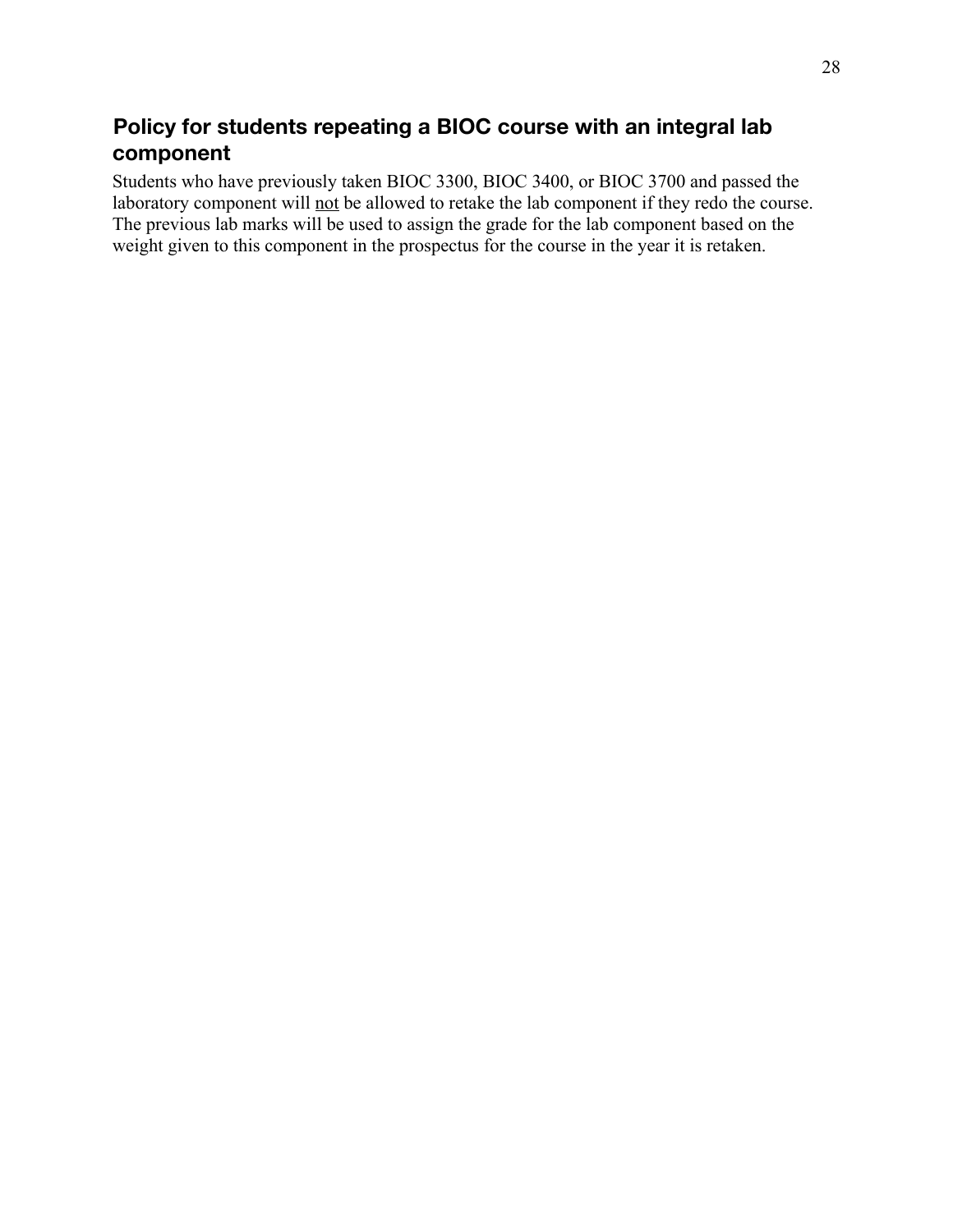## Policy for students repeating a BIOC course with an integral lab component

Students who have previously taken BIOC 3300, BIOC 3400, or BIOC 3700 and passed the laboratory component will <u>not</u> be allowed to retake the lab component if they redo the course. The previous lab marks will be used to assign the grade for the lab component based on the weight given to this component in the prospectus for the course in the year it is retaken.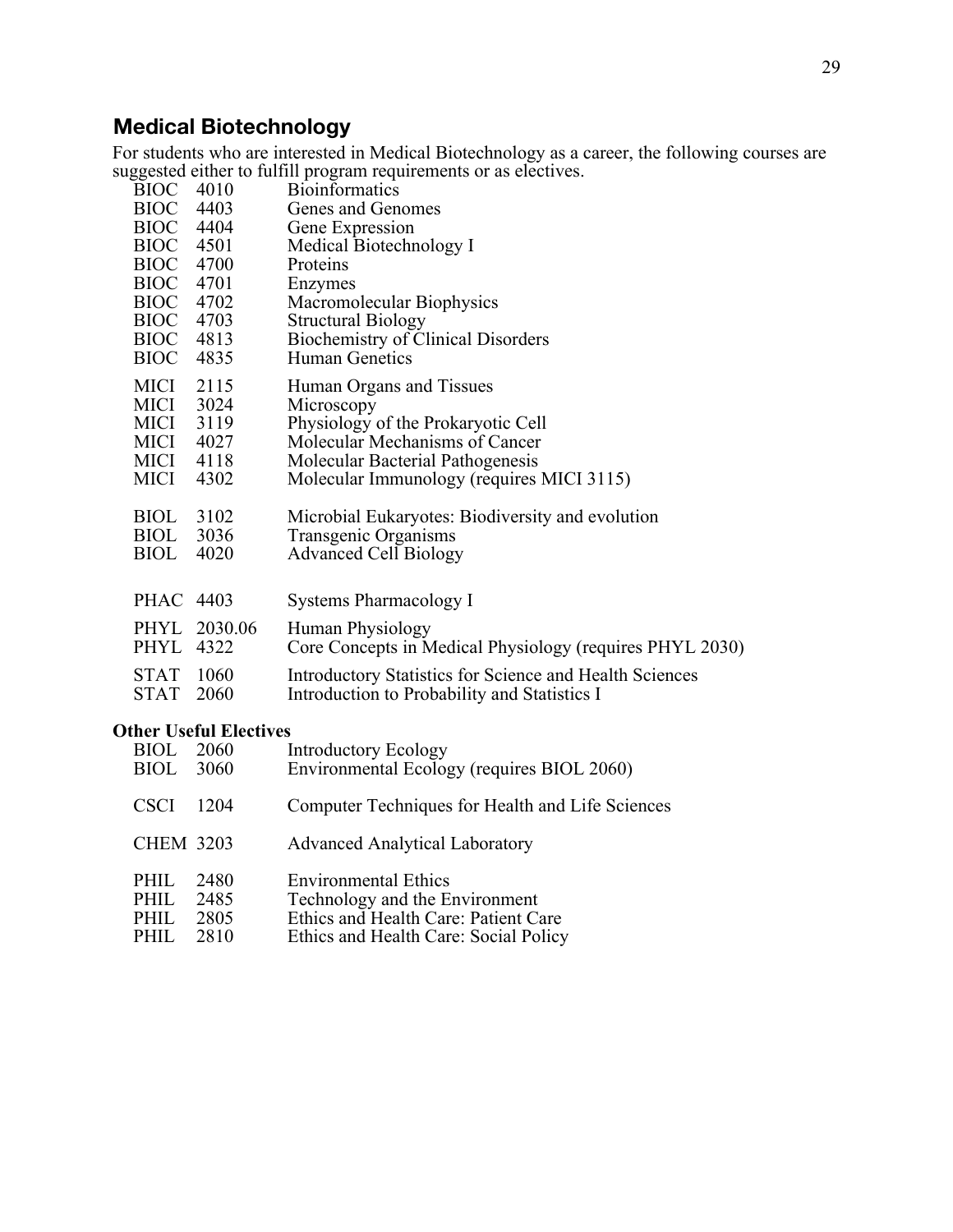## Medical Biotechnology

For students who are interested in Medical Biotechnology as a career, the following courses are suggested either to fulfill program requirements or as electives.

| | | |
|---|---|---|
| BIOC | 4010 | Bioinformatics |
| BIOC | 4403 | Genes and Genomes |
| BIOC | 4404 | Gene Expression |
| BIOC | 4501 | Medical Biotechnology I |
| BIOC | 4700 | Proteins |
| BIOC | 4701 | Enzymes |
| BIOC | 4702 | Macromolecular Biophysics |
| BIOC | 4703 | Structural Biology |
| BIOC | 4813 | Biochemistry of Clinical Disorders |
| BIOC | 4835 | Human Genetics |
| MICI | 2115 | Human Organs and Tissues |
| MICI | 3024 | Microscopy |
| MICI | 3119 | Physiology of the Prokaryotic Cell |
| MICI | 4027 | Molecular Mechanisms of Cancer |
| MICI | 4118 | Molecular Bacterial Pathogenesis |
| MICI | 4302 | Molecular Immunology (requires MICI 3115) |
| BIOL | 3102 | Microbial Eukaryotes: Biodiversity and evolution |
| BIOL | 3036 | Transgenic Organisms |
| BIOL | 4020 | Advanced Cell Biology |
| PHAC | 4403 | Systems Pharmacology I |
| PHYL | 2030.06 | Human Physiology |
| PHYL | 4322 | Core Concepts in Medical Physiology (requires PHYL 2030) |
| STAT | 1060 | Introductory Statistics for Science and Health Sciences |
| STAT | 2060 | Introduction to Probability and Statistics I |

**Other Useful Electives**

| | | |
|---|---|---|
| BIOL | 2060 | Introductory Ecology |
| BIOL | 3060 | Environmental Ecology (requires BIOL 2060) |
| CSCI | 1204 | Computer Techniques for Health and Life Sciences |
| CHEM | 3203 | Advanced Analytical Laboratory |
| PHIL | 2480 | Environmental Ethics |
| PHIL | 2485 | Technology and the Environment |
| PHIL | 2805 | Ethics and Health Care: Patient Care |
| PHIL | 2810 | Ethics and Health Care: Social Policy |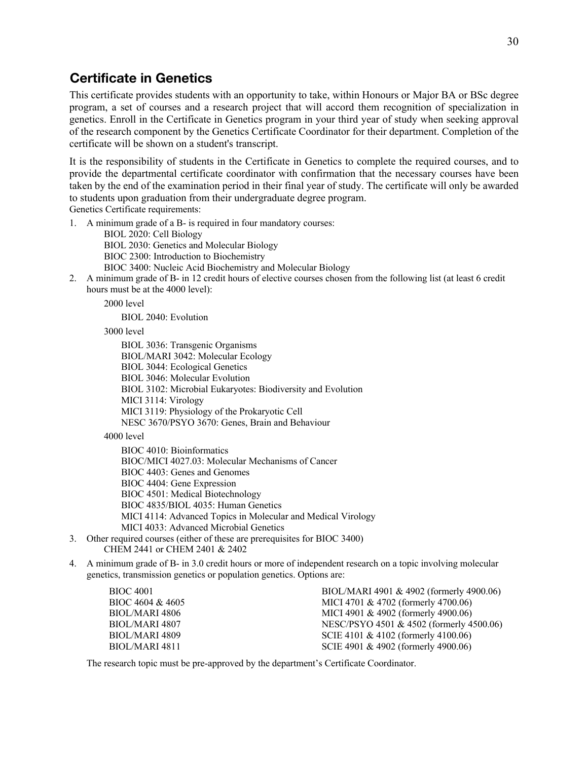## Certificate in Genetics

This certificate provides students with an opportunity to take, within Honours or Major BA or BSc degree program, a set of courses and a research project that will accord them recognition of specialization in genetics. Enroll in the Certificate in Genetics program in your third year of study when seeking approval of the research component by the Genetics Certificate Coordinator for their department. Completion of the certificate will be shown on a student's transcript.

It is the responsibility of students in the Certificate in Genetics to complete the required courses, and to provide the departmental certificate coordinator with confirmation that the necessary courses have been taken by the end of the examination period in their final year of study. The certificate will only be awarded to students upon graduation from their undergraduate degree program.

Genetics Certificate requirements:

1. A minimum grade of a B- is required in four mandatory courses:
   - BIOL 2020: Cell Biology
   - BIOL 2030: Genetics and Molecular Biology
   - BIOC 2300: Introduction to Biochemistry
   - BIOC 3400: Nucleic Acid Biochemistry and Molecular Biology
2. A minimum grade of B- in 12 credit hours of elective courses chosen from the following list (at least 6 credit hours must be at the 4000 level):
   - 2000 level
     - BIOL 2040: Evolution
   - 3000 level
     - BIOL 3036: Transgenic Organisms
     - BIOL/MARI 3042: Molecular Ecology
     - BIOL 3044: Ecological Genetics
     - BIOL 3046: Molecular Evolution
     - BIOL 3102: Microbial Eukaryotes: Biodiversity and Evolution
     - MICI 3114: Virology
     - MICI 3119: Physiology of the Prokaryotic Cell
     - NESC 3670/PSYO 3670: Genes, Brain and Behaviour
   - 4000 level
     - BIOC 4010: Bioinformatics
     - BIOC/MICI 4027.03: Molecular Mechanisms of Cancer
     - BIOC 4403: Genes and Genomes
     - BIOC 4404: Gene Expression
     - BIOC 4501: Medical Biotechnology
     - BIOC 4835/BIOL 4035: Human Genetics
     - MICI 4114: Advanced Topics in Molecular and Medical Virology
     - MICI 4033: Advanced Microbial Genetics
3. Other required courses (either of these are prerequisites for BIOC 3400)
   - CHEM 2441 or CHEM 2401 & 2402
4. A minimum grade of B- in 3.0 credit hours or more of independent research on a topic involving molecular genetics, transmission genetics or population genetics. Options are:

   - BIOC 4001
   - BIOC 4604 & 4605
   - BIOL/MARI 4806
   - BIOL/MARI 4807
   - BIOL/MARI 4809
   - BIOL/MARI 4811
   - BIOL/MARI 4901 & 4902 (formerly 4900.06)
   - MICI 4701 & 4702 (formerly 4700.06)
   - MICI 4901 & 4902 (formerly 4900.06)
   - NESC/PSYO 4501 & 4502 (formerly 4500.06)
   - SCIE 4101 & 4102 (formerly 4100.06)
   - SCIE 4901 & 4902 (formerly 4900.06)

   The research topic must be pre-approved by the department's Certificate Coordinator.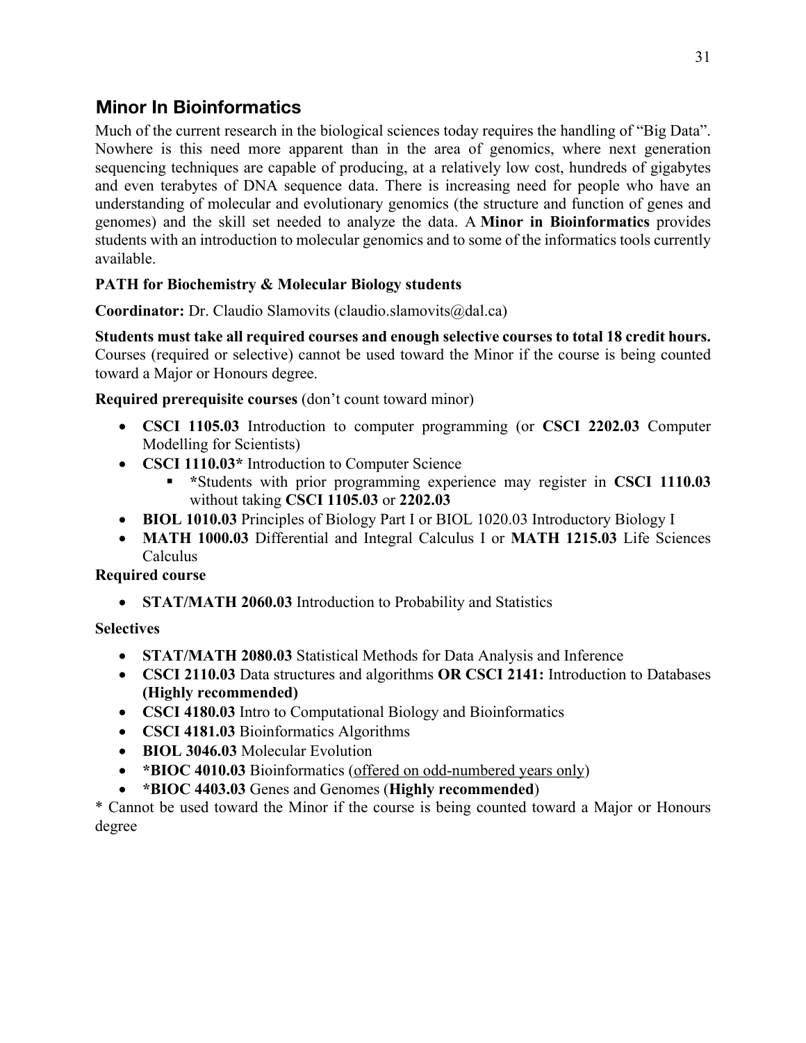## Minor In Bioinformatics

Much of the current research in the biological sciences today requires the handling of "Big Data". Nowhere is this need more apparent than in the area of genomics, where next generation sequencing techniques are capable of producing, at a relatively low cost, hundreds of gigabytes and even terabytes of DNA sequence data. There is increasing need for people who have an understanding of molecular and evolutionary genomics (the structure and function of genes and genomes) and the skill set needed to analyze the data. A **Minor in Bioinformatics** provides students with an introduction to molecular genomics and to some of the informatics tools currently available.

**PATH for Biochemistry & Molecular Biology students**

**Coordinator:** Dr. Claudio Slamovits (claudio.slamovits@dal.ca)

**Students must take all required courses and enough selective courses to total 18 credit hours.** Courses (required or selective) cannot be used toward the Minor if the course is being counted toward a Major or Honours degree.

**Required prerequisite courses** (don't count toward minor)

- **CSCI 1105.03** Introduction to computer programming (or **CSCI 2202.03** Computer Modelling for Scientists)
- **CSCI 1110.03*** Introduction to Computer Science
  - ***Students with prior programming experience may register in **CSCI 1110.03** without taking **CSCI 1105.03** or **2202.03**
- **BIOL 1010.03** Principles of Biology Part I or BIOL 1020.03 Introductory Biology I
- **MATH 1000.03** Differential and Integral Calculus I or **MATH 1215.03** Life Sciences Calculus

**Required course**

- **STAT/MATH 2060.03** Introduction to Probability and Statistics

**Selectives**

- **STAT/MATH 2080.03** Statistical Methods for Data Analysis and Inference
- **CSCI 2110.03** Data structures and algorithms **OR CSCI 2141:** Introduction to Databases **(Highly recommended)**
- **CSCI 4180.03** Intro to Computational Biology and Bioinformatics
- **CSCI 4181.03** Bioinformatics Algorithms
- **BIOL 3046.03** Molecular Evolution
- ***BIOC 4010.03** Bioinformatics (offered on odd-numbered years only)
- ***BIOC 4403.03** Genes and Genomes (**Highly recommended**)

* Cannot be used toward the Minor if the course is being counted toward a Major or Honours degree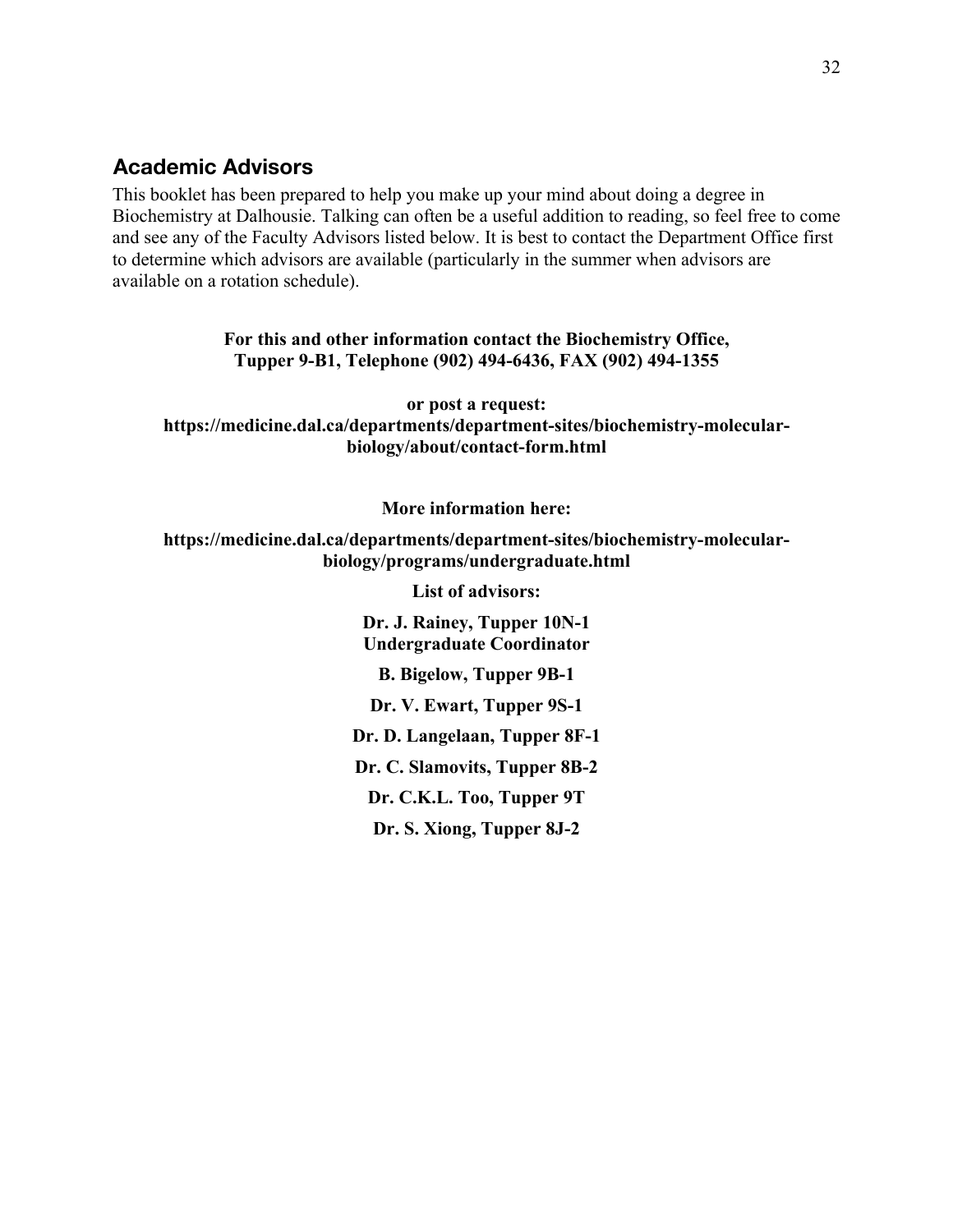## Academic Advisors

This booklet has been prepared to help you make up your mind about doing a degree in Biochemistry at Dalhousie. Talking can often be a useful addition to reading, so feel free to come and see any of the Faculty Advisors listed below. It is best to contact the Department Office first to determine which advisors are available (particularly in the summer when advisors are available on a rotation schedule).

**For this and other information contact the Biochemistry Office,**
**Tupper 9-B1, Telephone (902) 494-6436, FAX (902) 494-1355**

**or post a request:**
**https://medicine.dal.ca/departments/department-sites/biochemistry-molecular-biology/about/contact-form.html**

**More information here:**

**https://medicine.dal.ca/departments/department-sites/biochemistry-molecular-biology/programs/undergraduate.html**

**List of advisors:**

**Dr. J. Rainey, Tupper 10N-1**
**Undergraduate Coordinator**

**B. Bigelow, Tupper 9B-1**

**Dr. V. Ewart, Tupper 9S-1**

**Dr. D. Langelaan, Tupper 8F-1**

**Dr. C. Slamovits, Tupper 8B-2**

**Dr. C.K.L. Too, Tupper 9T**

**Dr. S. Xiong, Tupper 8J-2**